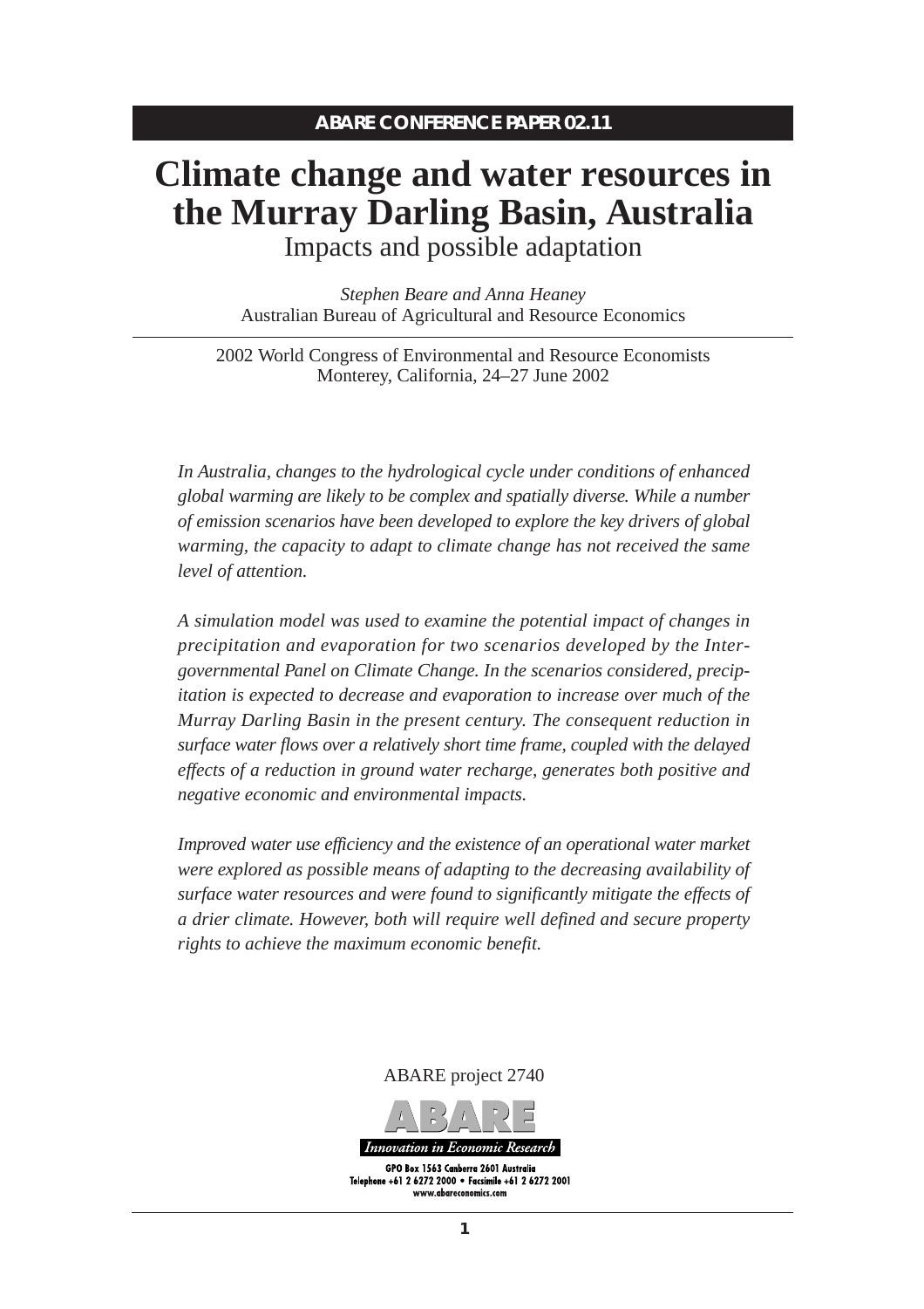**ABARE CONFERENCE PAPER 02.11**

# Climate change and water resources in the Murray Darling Basin, Australia

## Impacts and possible adaptation

*Stephen Beare and Anna Heaney*
Australian Bureau of Agricultural and Resource Economics

2002 World Congress of Environmental and Resource Economists
Monterey, California, 24–27 June 2002

*In Australia, changes to the hydrological cycle under conditions of enhanced global warming are likely to be complex and spatially diverse. While a number of emission scenarios have been developed to explore the key drivers of global warming, the capacity to adapt to climate change has not received the same level of attention.*

*A simulation model was used to examine the potential impact of changes in precipitation and evaporation for two scenarios developed by the Intergovernmental Panel on Climate Change. In the scenarios considered, precipitation is expected to decrease and evaporation to increase over much of the Murray Darling Basin in the present century. The consequent reduction in surface water flows over a relatively short time frame, coupled with the delayed effects of a reduction in ground water recharge, generates both positive and negative economic and environmental impacts.*

*Improved water use efficiency and the existence of an operational water market were explored as possible means of adapting to the decreasing availability of surface water resources and were found to significantly mitigate the effects of a drier climate. However, both will require well defined and secure property rights to achieve the maximum economic benefit.*

ABARE project 2740

ABARE

*Innovation in Economic Research*

GPO Box 1563 Canberra 2601 Australia
Telephone +61 2 6272 2000 • Facsimile +61 2 6272 2001
www.abareconomics.com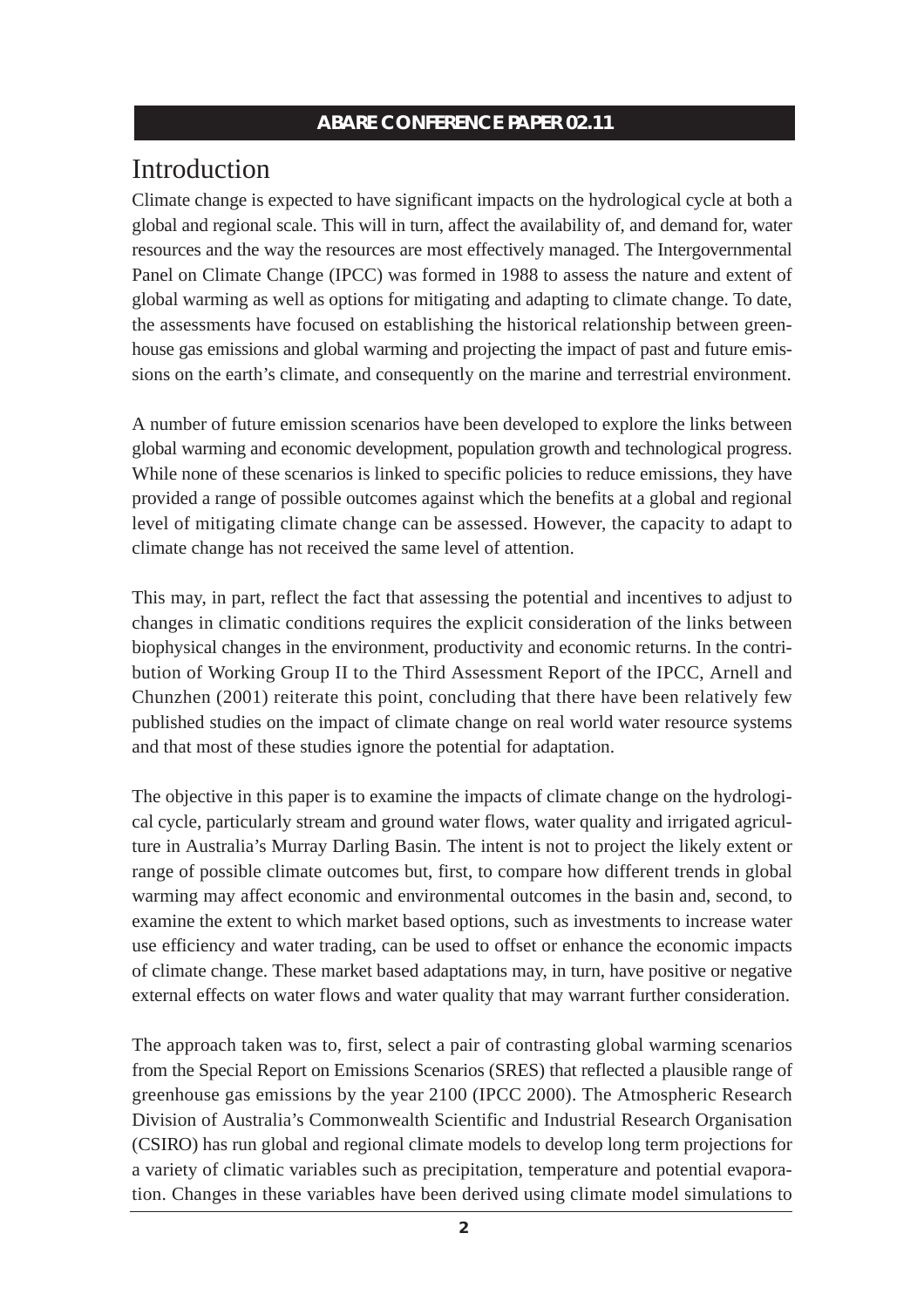# Introduction

Climate change is expected to have significant impacts on the hydrological cycle at both a global and regional scale. This will in turn, affect the availability of, and demand for, water resources and the way the resources are most effectively managed. The Intergovernmental Panel on Climate Change (IPCC) was formed in 1988 to assess the nature and extent of global warming as well as options for mitigating and adapting to climate change. To date, the assessments have focused on establishing the historical relationship between greenhouse gas emissions and global warming and projecting the impact of past and future emissions on the earth's climate, and consequently on the marine and terrestrial environment.

A number of future emission scenarios have been developed to explore the links between global warming and economic development, population growth and technological progress. While none of these scenarios is linked to specific policies to reduce emissions, they have provided a range of possible outcomes against which the benefits at a global and regional level of mitigating climate change can be assessed. However, the capacity to adapt to climate change has not received the same level of attention.

This may, in part, reflect the fact that assessing the potential and incentives to adjust to changes in climatic conditions requires the explicit consideration of the links between biophysical changes in the environment, productivity and economic returns. In the contribution of Working Group II to the Third Assessment Report of the IPCC, Arnell and Chunzhen (2001) reiterate this point, concluding that there have been relatively few published studies on the impact of climate change on real world water resource systems and that most of these studies ignore the potential for adaptation.

The objective in this paper is to examine the impacts of climate change on the hydrological cycle, particularly stream and ground water flows, water quality and irrigated agriculture in Australia's Murray Darling Basin. The intent is not to project the likely extent or range of possible climate outcomes but, first, to compare how different trends in global warming may affect economic and environmental outcomes in the basin and, second, to examine the extent to which market based options, such as investments to increase water use efficiency and water trading, can be used to offset or enhance the economic impacts of climate change. These market based adaptations may, in turn, have positive or negative external effects on water flows and water quality that may warrant further consideration.

The approach taken was to, first, select a pair of contrasting global warming scenarios from the Special Report on Emissions Scenarios (SRES) that reflected a plausible range of greenhouse gas emissions by the year 2100 (IPCC 2000). The Atmospheric Research Division of Australia's Commonwealth Scientific and Industrial Research Organisation (CSIRO) has run global and regional climate models to develop long term projections for a variety of climatic variables such as precipitation, temperature and potential evaporation. Changes in these variables have been derived using climate model simulations to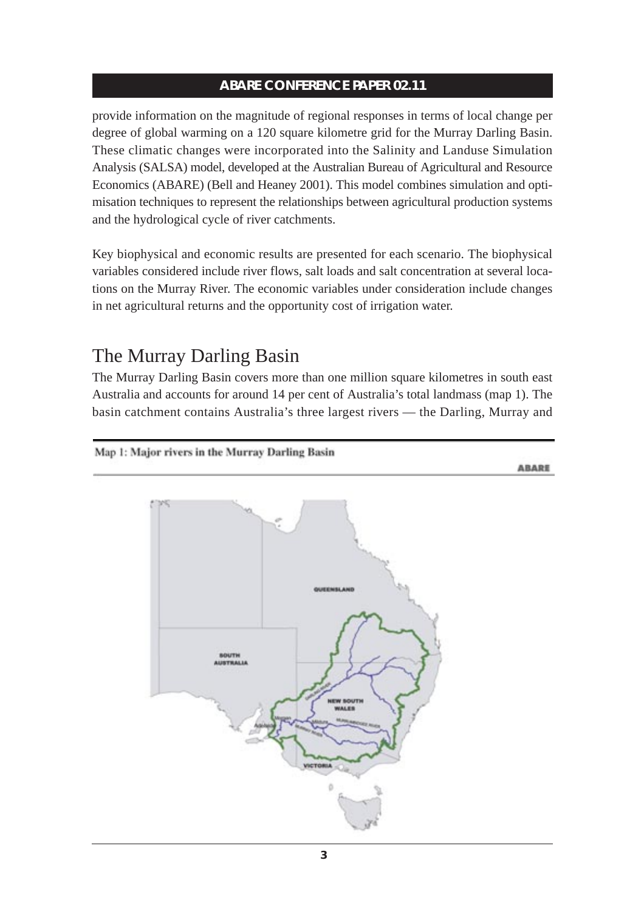provide information on the magnitude of regional responses in terms of local change per degree of global warming on a 120 square kilometre grid for the Murray Darling Basin. These climatic changes were incorporated into the Salinity and Landuse Simulation Analysis (SALSA) model, developed at the Australian Bureau of Agricultural and Resource Economics (ABARE) (Bell and Heaney 2001). This model combines simulation and optimisation techniques to represent the relationships between agricultural production systems and the hydrological cycle of river catchments.

Key biophysical and economic results are presented for each scenario. The biophysical variables considered include river flows, salt loads and salt concentration at several locations on the Murray River. The economic variables under consideration include changes in net agricultural returns and the opportunity cost of irrigation water.

# The Murray Darling Basin

The Murray Darling Basin covers more than one million square kilometres in south east Australia and accounts for around 14 per cent of Australia's total landmass (map 1). The basin catchment contains Australia's three largest rivers — the Darling, Murray and

Map 1: Major rivers in the Murray Darling Basin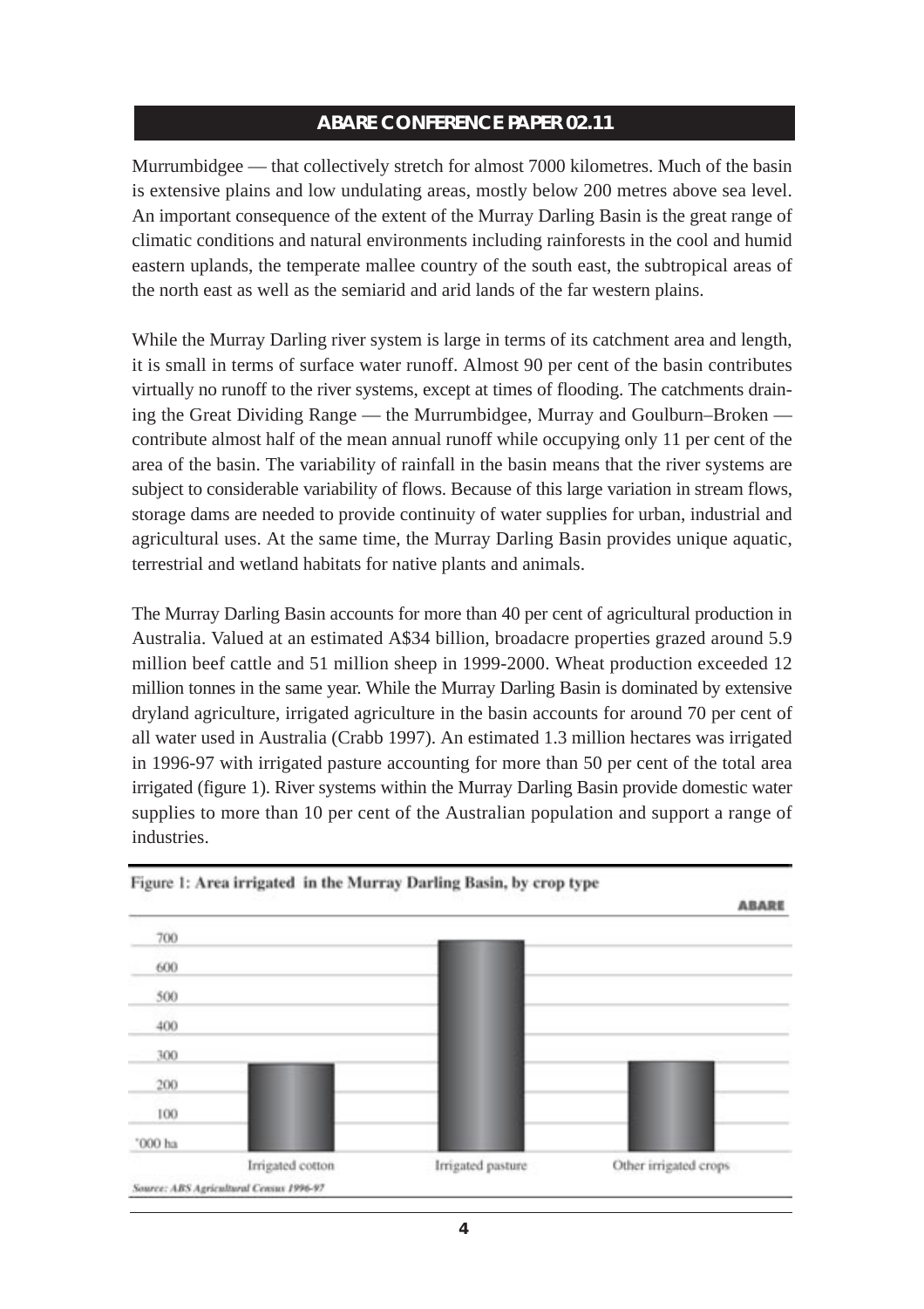Murrumbidgee — that collectively stretch for almost 7000 kilometres. Much of the basin is extensive plains and low undulating areas, mostly below 200 metres above sea level. An important consequence of the extent of the Murray Darling Basin is the great range of climatic conditions and natural environments including rainforests in the cool and humid eastern uplands, the temperate mallee country of the south east, the subtropical areas of the north east as well as the semiarid and arid lands of the far western plains.

While the Murray Darling river system is large in terms of its catchment area and length, it is small in terms of surface water runoff. Almost 90 per cent of the basin contributes virtually no runoff to the river systems, except at times of flooding. The catchments draining the Great Dividing Range — the Murrumbidgee, Murray and Goulburn–Broken — contribute almost half of the mean annual runoff while occupying only 11 per cent of the area of the basin. The variability of rainfall in the basin means that the river systems are subject to considerable variability of flows. Because of this large variation in stream flows, storage dams are needed to provide continuity of water supplies for urban, industrial and agricultural uses. At the same time, the Murray Darling Basin provides unique aquatic, terrestrial and wetland habitats for native plants and animals.

The Murray Darling Basin accounts for more than 40 per cent of agricultural production in Australia. Valued at an estimated A$34 billion, broadacre properties grazed around 5.9 million beef cattle and 51 million sheep in 1999-2000. Wheat production exceeded 12 million tonnes in the same year. While the Murray Darling Basin is dominated by extensive dryland agriculture, irrigated agriculture in the basin accounts for around 70 per cent of all water used in Australia (Crabb 1997). An estimated 1.3 million hectares was irrigated in 1996-97 with irrigated pasture accounting for more than 50 per cent of the total area irrigated (figure 1). River systems within the Murray Darling Basin provide domestic water supplies to more than 10 per cent of the Australian population and support a range of industries.

**Figure 1: Area irrigated in the Murray Darling Basin, by crop type**

ABARE

'000 ha: 0, 100, 200, 300, 400, 500, 600, 700

Irrigated cotton | Irrigated pasture | Other irrigated crops

*Source: ABS Agricultural Census 1996-97*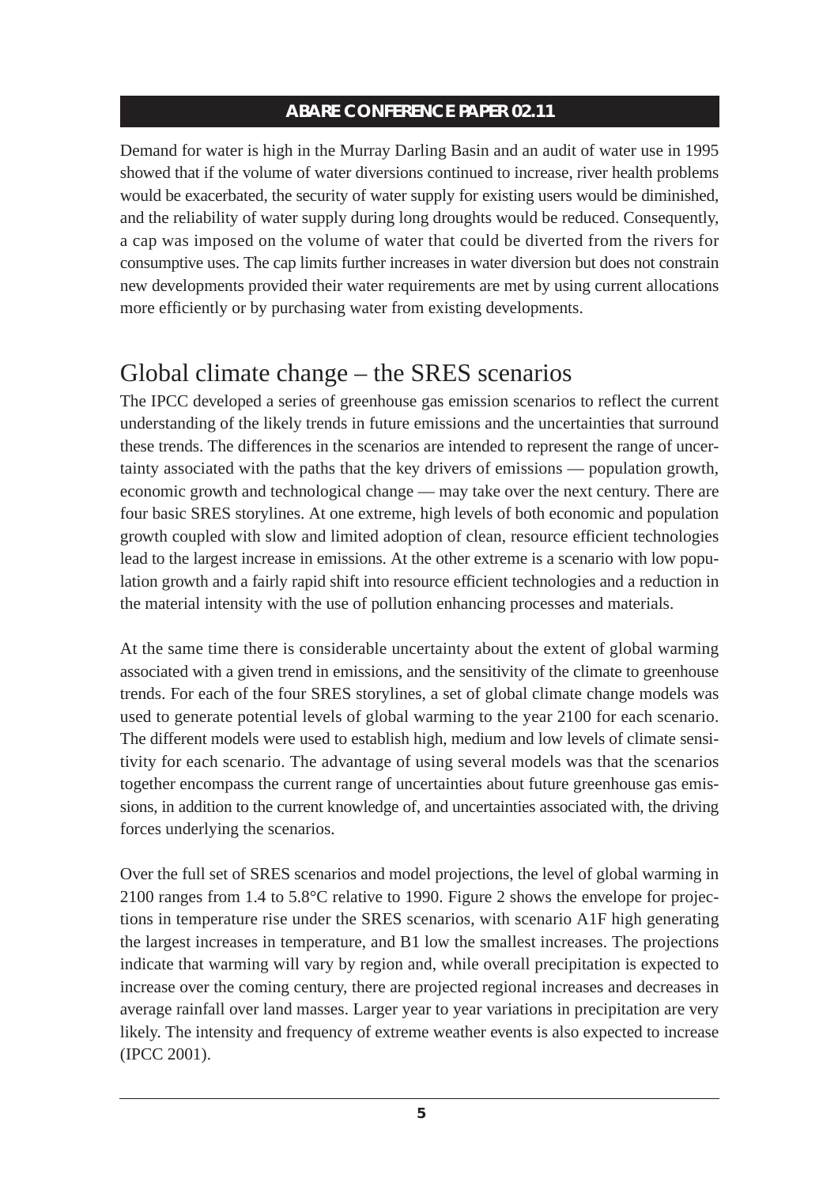Demand for water is high in the Murray Darling Basin and an audit of water use in 1995 showed that if the volume of water diversions continued to increase, river health problems would be exacerbated, the security of water supply for existing users would be diminished, and the reliability of water supply during long droughts would be reduced. Consequently, a cap was imposed on the volume of water that could be diverted from the rivers for consumptive uses. The cap limits further increases in water diversion but does not constrain new developments provided their water requirements are met by using current allocations more efficiently or by purchasing water from existing developments.

## Global climate change – the SRES scenarios

The IPCC developed a series of greenhouse gas emission scenarios to reflect the current understanding of the likely trends in future emissions and the uncertainties that surround these trends. The differences in the scenarios are intended to represent the range of uncertainty associated with the paths that the key drivers of emissions — population growth, economic growth and technological change — may take over the next century. There are four basic SRES storylines. At one extreme, high levels of both economic and population growth coupled with slow and limited adoption of clean, resource efficient technologies lead to the largest increase in emissions. At the other extreme is a scenario with low population growth and a fairly rapid shift into resource efficient technologies and a reduction in the material intensity with the use of pollution enhancing processes and materials.

At the same time there is considerable uncertainty about the extent of global warming associated with a given trend in emissions, and the sensitivity of the climate to greenhouse trends. For each of the four SRES storylines, a set of global climate change models was used to generate potential levels of global warming to the year 2100 for each scenario. The different models were used to establish high, medium and low levels of climate sensitivity for each scenario. The advantage of using several models was that the scenarios together encompass the current range of uncertainties about future greenhouse gas emissions, in addition to the current knowledge of, and uncertainties associated with, the driving forces underlying the scenarios.

Over the full set of SRES scenarios and model projections, the level of global warming in 2100 ranges from 1.4 to 5.8°C relative to 1990. Figure 2 shows the envelope for projections in temperature rise under the SRES scenarios, with scenario A1F high generating the largest increases in temperature, and B1 low the smallest increases. The projections indicate that warming will vary by region and, while overall precipitation is expected to increase over the coming century, there are projected regional increases and decreases in average rainfall over land masses. Larger year to year variations in precipitation are very likely. The intensity and frequency of extreme weather events is also expected to increase (IPCC 2001).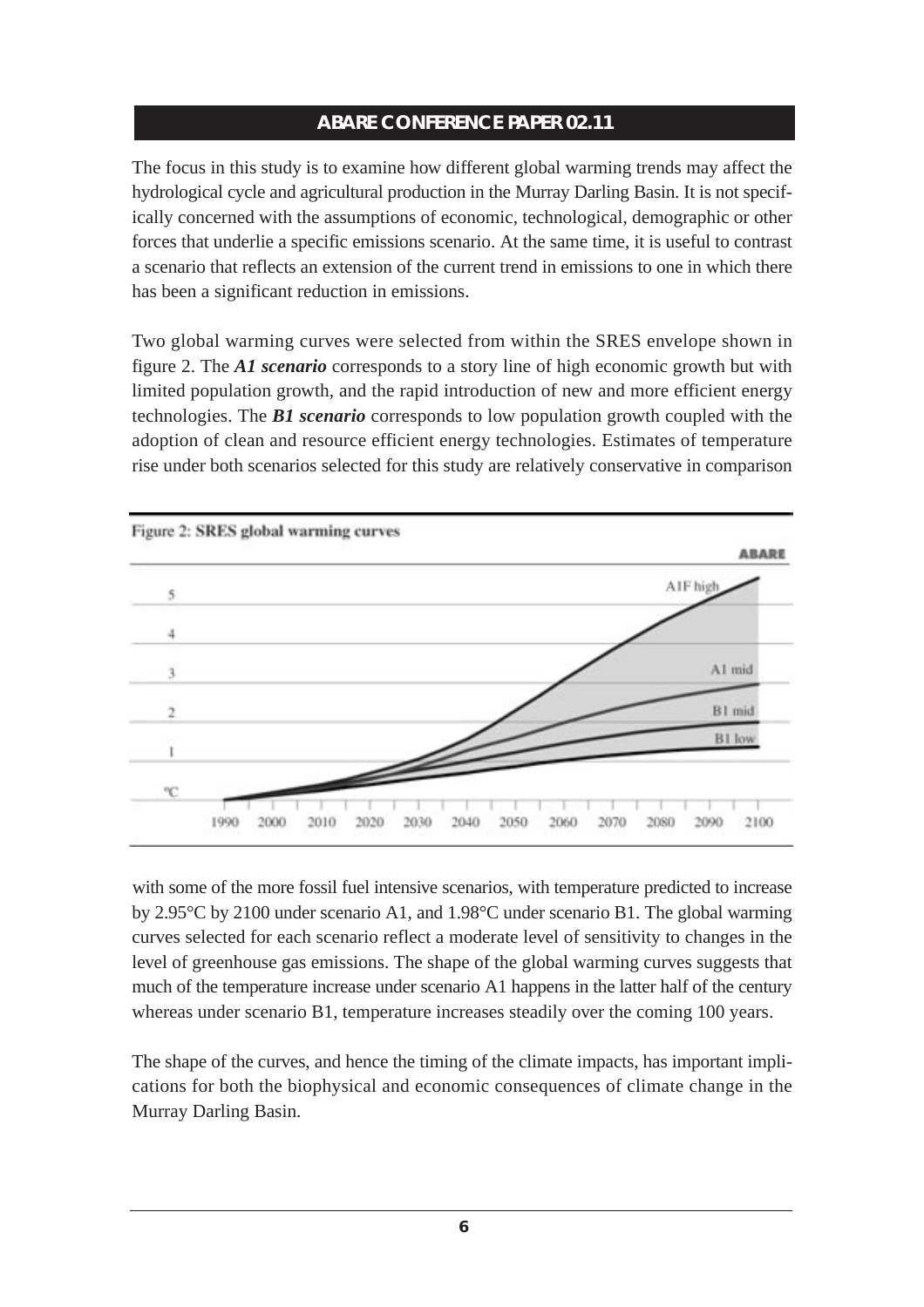The focus in this study is to examine how different global warming trends may affect the hydrological cycle and agricultural production in the Murray Darling Basin. It is not specifically concerned with the assumptions of economic, technological, demographic or other forces that underlie a specific emissions scenario. At the same time, it is useful to contrast a scenario that reflects an extension of the current trend in emissions to one in which there has been a significant reduction in emissions.

Two global warming curves were selected from within the SRES envelope shown in figure 2. The ***A1 scenario*** corresponds to a story line of high economic growth but with limited population growth, and the rapid introduction of new and more efficient energy technologies. The ***B1 scenario*** corresponds to low population growth coupled with the adoption of clean and resource efficient energy technologies. Estimates of temperature rise under both scenarios selected for this study are relatively conservative in comparison with some of the more fossil fuel intensive scenarios, with temperature predicted to increase by 2.95°C by 2100 under scenario A1, and 1.98°C under scenario B1. The global warming curves selected for each scenario reflect a moderate level of sensitivity to changes in the level of greenhouse gas emissions. The shape of the global warming curves suggests that much of the temperature increase under scenario A1 happens in the latter half of the century whereas under scenario B1, temperature increases steadily over the coming 100 years.

**Figure 2: SRES global warming curves**

The shape of the curves, and hence the timing of the climate impacts, has important implications for both the biophysical and economic consequences of climate change in the Murray Darling Basin.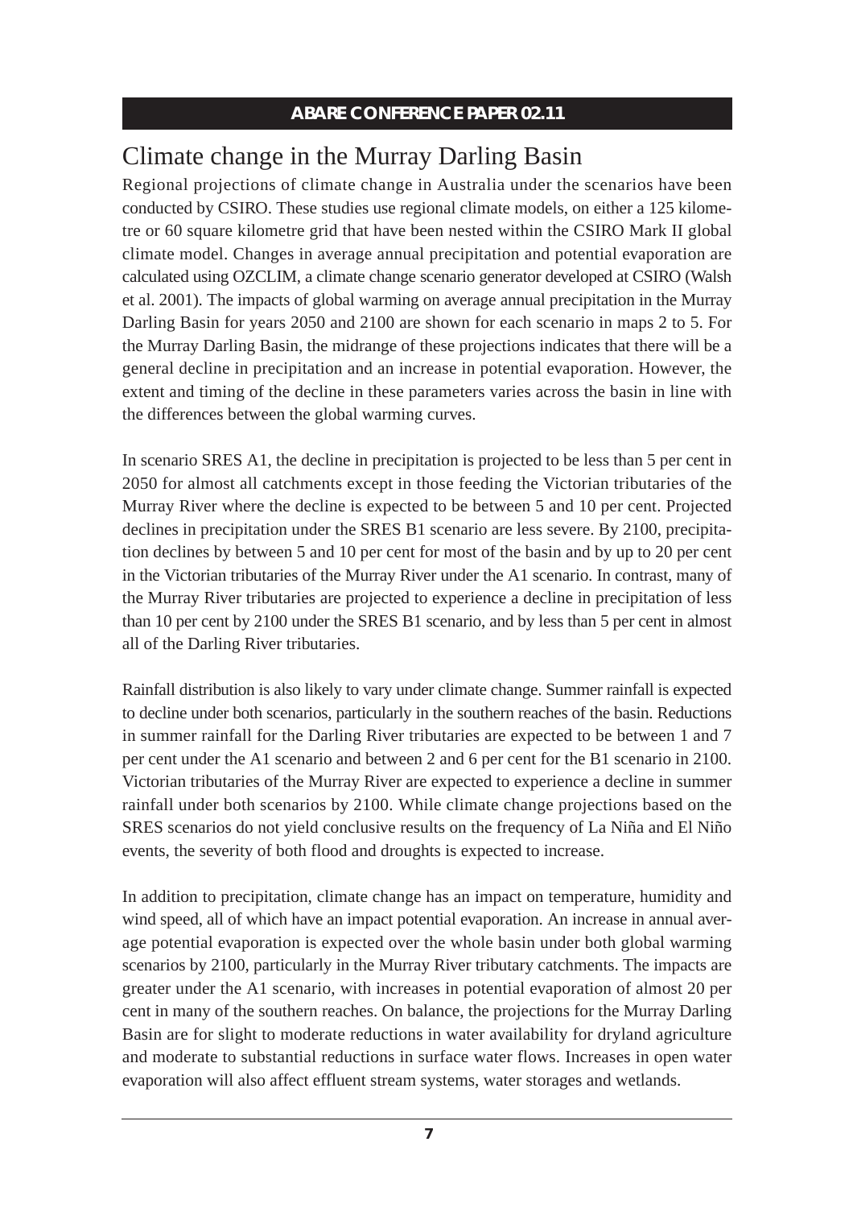# Climate change in the Murray Darling Basin

Regional projections of climate change in Australia under the scenarios have been conducted by CSIRO. These studies use regional climate models, on either a 125 kilometre or 60 square kilometre grid that have been nested within the CSIRO Mark II global climate model. Changes in average annual precipitation and potential evaporation are calculated using OZCLIM, a climate change scenario generator developed at CSIRO (Walsh et al. 2001). The impacts of global warming on average annual precipitation in the Murray Darling Basin for years 2050 and 2100 are shown for each scenario in maps 2 to 5. For the Murray Darling Basin, the midrange of these projections indicates that there will be a general decline in precipitation and an increase in potential evaporation. However, the extent and timing of the decline in these parameters varies across the basin in line with the differences between the global warming curves.

In scenario SRES A1, the decline in precipitation is projected to be less than 5 per cent in 2050 for almost all catchments except in those feeding the Victorian tributaries of the Murray River where the decline is expected to be between 5 and 10 per cent. Projected declines in precipitation under the SRES B1 scenario are less severe. By 2100, precipitation declines by between 5 and 10 per cent for most of the basin and by up to 20 per cent in the Victorian tributaries of the Murray River under the A1 scenario. In contrast, many of the Murray River tributaries are projected to experience a decline in precipitation of less than 10 per cent by 2100 under the SRES B1 scenario, and by less than 5 per cent in almost all of the Darling River tributaries.

Rainfall distribution is also likely to vary under climate change. Summer rainfall is expected to decline under both scenarios, particularly in the southern reaches of the basin. Reductions in summer rainfall for the Darling River tributaries are expected to be between 1 and 7 per cent under the A1 scenario and between 2 and 6 per cent for the B1 scenario in 2100. Victorian tributaries of the Murray River are expected to experience a decline in summer rainfall under both scenarios by 2100. While climate change projections based on the SRES scenarios do not yield conclusive results on the frequency of La Niña and El Niño events, the severity of both flood and droughts is expected to increase.

In addition to precipitation, climate change has an impact on temperature, humidity and wind speed, all of which have an impact potential evaporation. An increase in annual average potential evaporation is expected over the whole basin under both global warming scenarios by 2100, particularly in the Murray River tributary catchments. The impacts are greater under the A1 scenario, with increases in potential evaporation of almost 20 per cent in many of the southern reaches. On balance, the projections for the Murray Darling Basin are for slight to moderate reductions in water availability for dryland agriculture and moderate to substantial reductions in surface water flows. Increases in open water evaporation will also affect effluent stream systems, water storages and wetlands.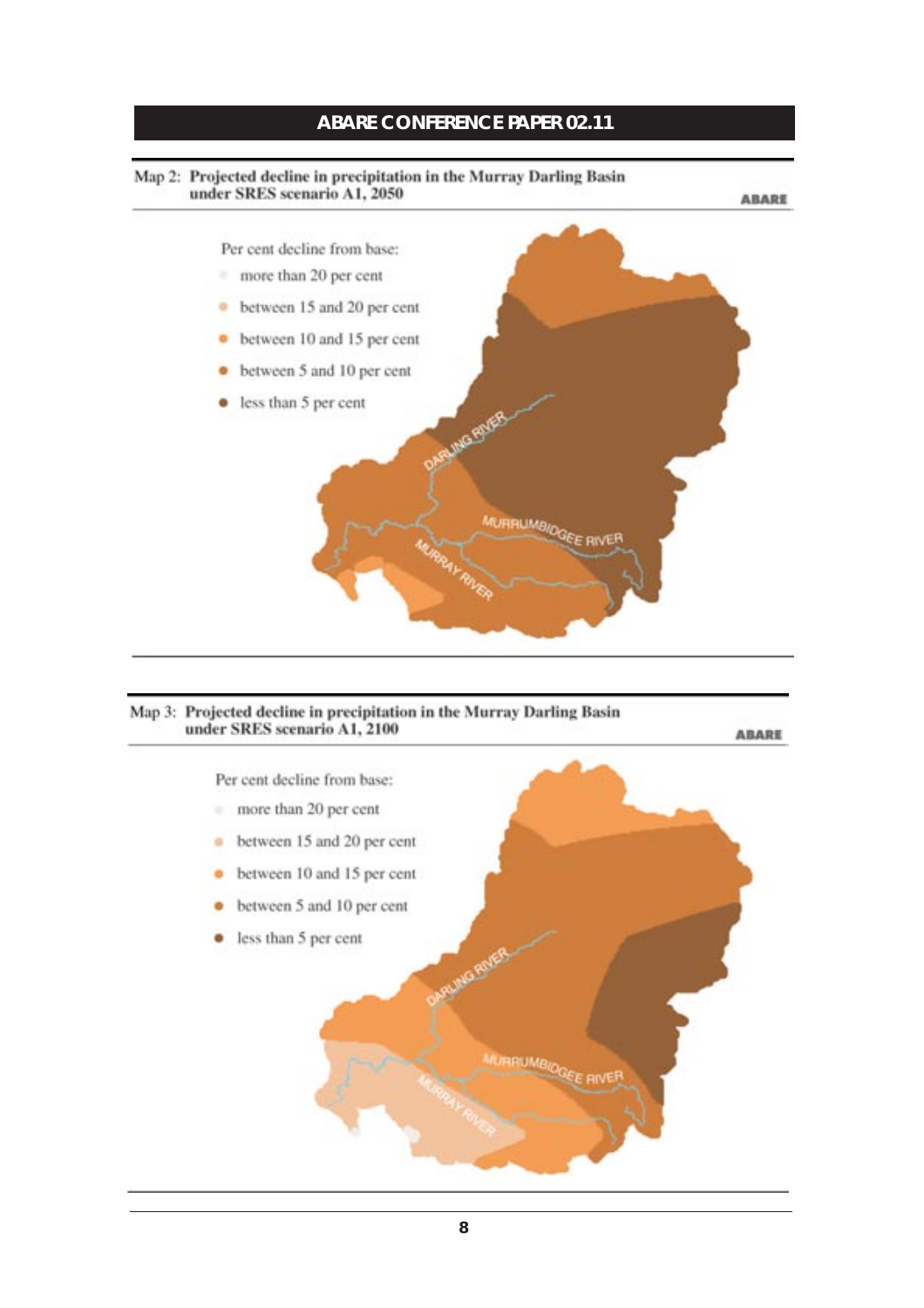Map 2: Projected decline in precipitation in the Murray Darling Basin under SRES scenario A1, 2050

ABARE

Per cent decline from base:

- more than 20 per cent
- between 15 and 20 per cent
- between 10 and 15 per cent
- between 5 and 10 per cent
- less than 5 per cent

DARLING RIVER

MURRUMBIDGEE RIVER

MURRAY RIVER

Map 3: Projected decline in precipitation in the Murray Darling Basin under SRES scenario A1, 2100

ABARE

Per cent decline from base:

- more than 20 per cent
- between 15 and 20 per cent
- between 10 and 15 per cent
- between 5 and 10 per cent
- less than 5 per cent

DARLING RIVER

MURRUMBIDGEE RIVER

MURRAY RIVER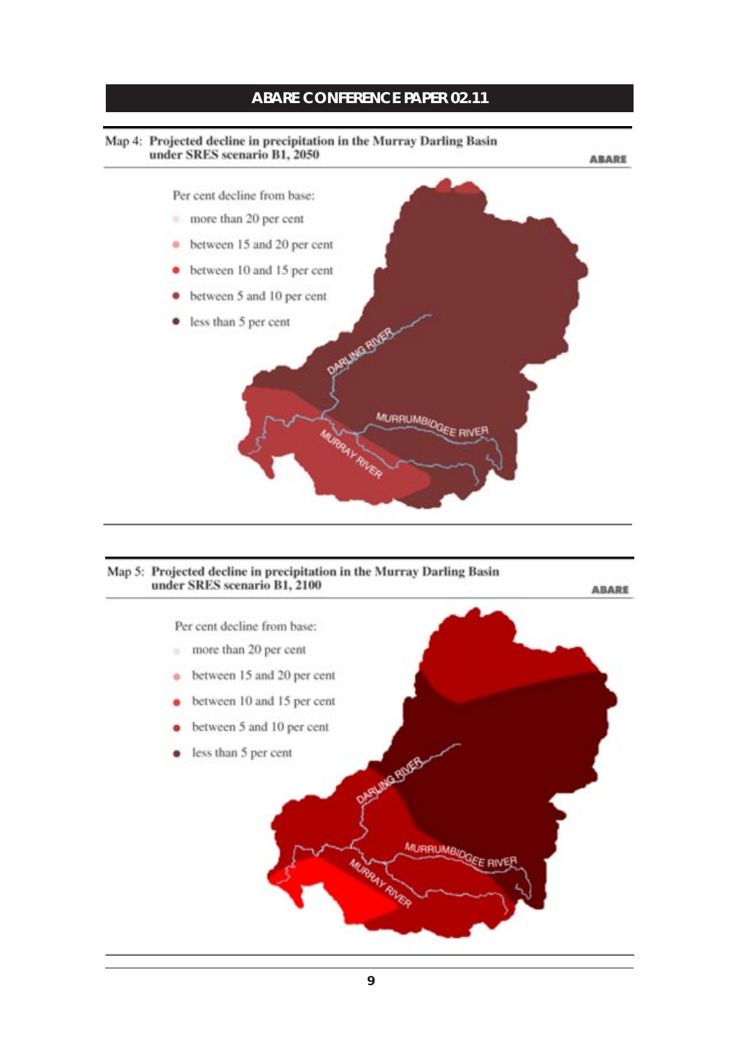Map 4: **Projected decline in precipitation in the Murray Darling Basin under SRES scenario B1, 2050**

ABARE

Per cent decline from base:

- more than 20 per cent
- between 15 and 20 per cent
- between 10 and 15 per cent
- between 5 and 10 per cent
- less than 5 per cent

DARLING RIVER

MURRUMBIDGEE RIVER

MURRAY RIVER

Map 5: **Projected decline in precipitation in the Murray Darling Basin under SRES scenario B1, 2100**

ABARE

Per cent decline from base:

- more than 20 per cent
- between 15 and 20 per cent
- between 10 and 15 per cent
- between 5 and 10 per cent
- less than 5 per cent

DARLING RIVER

MURRUMBIDGEE RIVER

MURRAY RIVER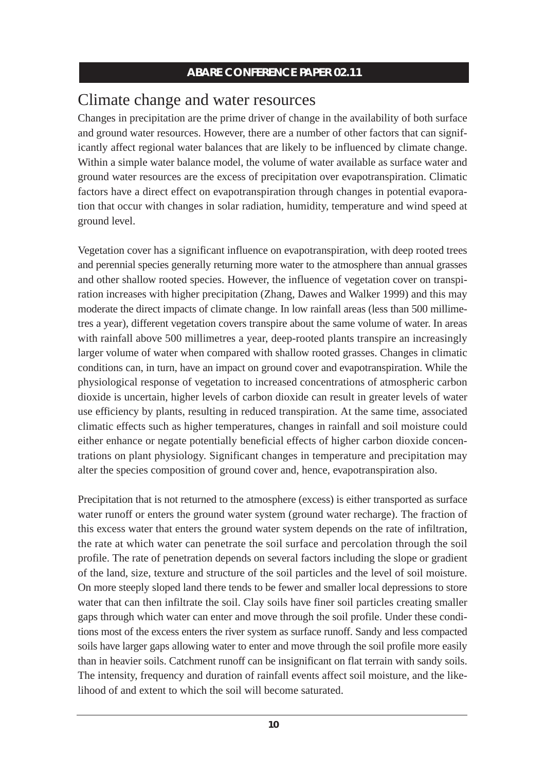## Climate change and water resources

Changes in precipitation are the prime driver of change in the availability of both surface and ground water resources. However, there are a number of other factors that can significantly affect regional water balances that are likely to be influenced by climate change. Within a simple water balance model, the volume of water available as surface water and ground water resources are the excess of precipitation over evapotranspiration. Climatic factors have a direct effect on evapotranspiration through changes in potential evaporation that occur with changes in solar radiation, humidity, temperature and wind speed at ground level.

Vegetation cover has a significant influence on evapotranspiration, with deep rooted trees and perennial species generally returning more water to the atmosphere than annual grasses and other shallow rooted species. However, the influence of vegetation cover on transpiration increases with higher precipitation (Zhang, Dawes and Walker 1999) and this may moderate the direct impacts of climate change. In low rainfall areas (less than 500 millimetres a year), different vegetation covers transpire about the same volume of water. In areas with rainfall above 500 millimetres a year, deep-rooted plants transpire an increasingly larger volume of water when compared with shallow rooted grasses. Changes in climatic conditions can, in turn, have an impact on ground cover and evapotranspiration. While the physiological response of vegetation to increased concentrations of atmospheric carbon dioxide is uncertain, higher levels of carbon dioxide can result in greater levels of water use efficiency by plants, resulting in reduced transpiration. At the same time, associated climatic effects such as higher temperatures, changes in rainfall and soil moisture could either enhance or negate potentially beneficial effects of higher carbon dioxide concentrations on plant physiology. Significant changes in temperature and precipitation may alter the species composition of ground cover and, hence, evapotranspiration also.

Precipitation that is not returned to the atmosphere (excess) is either transported as surface water runoff or enters the ground water system (ground water recharge). The fraction of this excess water that enters the ground water system depends on the rate of infiltration, the rate at which water can penetrate the soil surface and percolation through the soil profile. The rate of penetration depends on several factors including the slope or gradient of the land, size, texture and structure of the soil particles and the level of soil moisture. On more steeply sloped land there tends to be fewer and smaller local depressions to store water that can then infiltrate the soil. Clay soils have finer soil particles creating smaller gaps through which water can enter and move through the soil profile. Under these conditions most of the excess enters the river system as surface runoff. Sandy and less compacted soils have larger gaps allowing water to enter and move through the soil profile more easily than in heavier soils. Catchment runoff can be insignificant on flat terrain with sandy soils. The intensity, frequency and duration of rainfall events affect soil moisture, and the likelihood of and extent to which the soil will become saturated.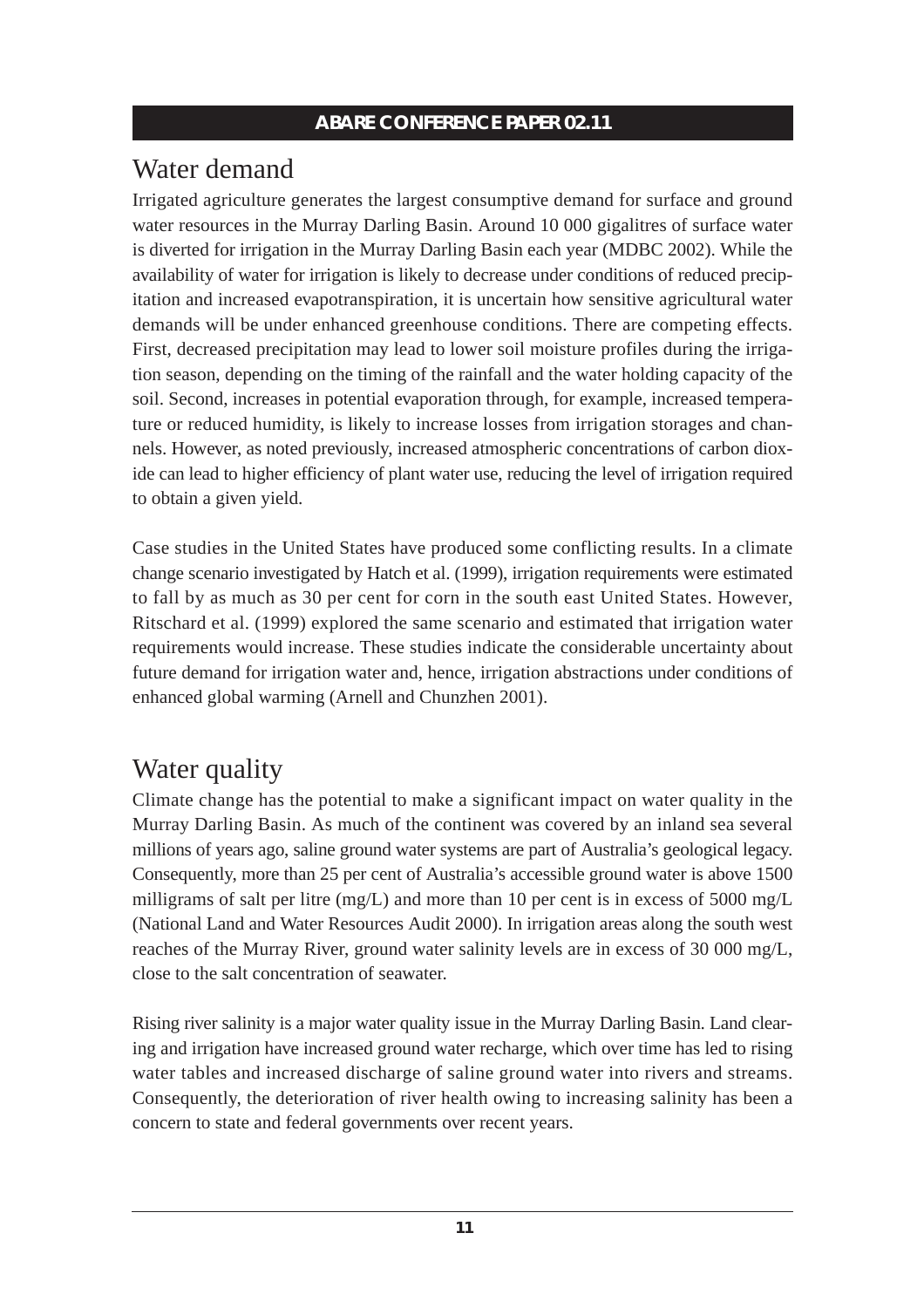## Water demand

Irrigated agriculture generates the largest consumptive demand for surface and ground water resources in the Murray Darling Basin. Around 10 000 gigalitres of surface water is diverted for irrigation in the Murray Darling Basin each year (MDBC 2002). While the availability of water for irrigation is likely to decrease under conditions of reduced precipitation and increased evapotranspiration, it is uncertain how sensitive agricultural water demands will be under enhanced greenhouse conditions. There are competing effects. First, decreased precipitation may lead to lower soil moisture profiles during the irrigation season, depending on the timing of the rainfall and the water holding capacity of the soil. Second, increases in potential evaporation through, for example, increased temperature or reduced humidity, is likely to increase losses from irrigation storages and channels. However, as noted previously, increased atmospheric concentrations of carbon dioxide can lead to higher efficiency of plant water use, reducing the level of irrigation required to obtain a given yield.

Case studies in the United States have produced some conflicting results. In a climate change scenario investigated by Hatch et al. (1999), irrigation requirements were estimated to fall by as much as 30 per cent for corn in the south east United States. However, Ritschard et al. (1999) explored the same scenario and estimated that irrigation water requirements would increase. These studies indicate the considerable uncertainty about future demand for irrigation water and, hence, irrigation abstractions under conditions of enhanced global warming (Arnell and Chunzhen 2001).

## Water quality

Climate change has the potential to make a significant impact on water quality in the Murray Darling Basin. As much of the continent was covered by an inland sea several millions of years ago, saline ground water systems are part of Australia's geological legacy. Consequently, more than 25 per cent of Australia's accessible ground water is above 1500 milligrams of salt per litre (mg/L) and more than 10 per cent is in excess of 5000 mg/L (National Land and Water Resources Audit 2000). In irrigation areas along the south west reaches of the Murray River, ground water salinity levels are in excess of 30 000 mg/L, close to the salt concentration of seawater.

Rising river salinity is a major water quality issue in the Murray Darling Basin. Land clearing and irrigation have increased ground water recharge, which over time has led to rising water tables and increased discharge of saline ground water into rivers and streams. Consequently, the deterioration of river health owing to increasing salinity has been a concern to state and federal governments over recent years.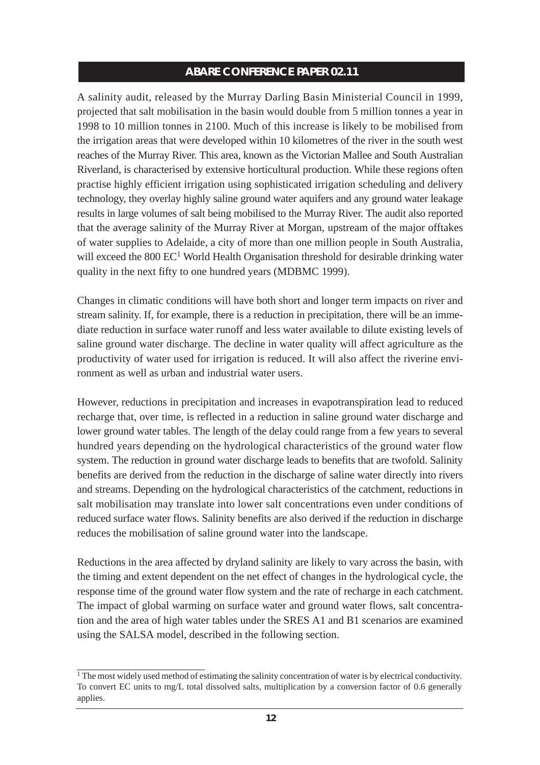A salinity audit, released by the Murray Darling Basin Ministerial Council in 1999, projected that salt mobilisation in the basin would double from 5 million tonnes a year in 1998 to 10 million tonnes in 2100. Much of this increase is likely to be mobilised from the irrigation areas that were developed within 10 kilometres of the river in the south west reaches of the Murray River. This area, known as the Victorian Mallee and South Australian Riverland, is characterised by extensive horticultural production. While these regions often practise highly efficient irrigation using sophisticated irrigation scheduling and delivery technology, they overlay highly saline ground water aquifers and any ground water leakage results in large volumes of salt being mobilised to the Murray River. The audit also reported that the average salinity of the Murray River at Morgan, upstream of the major offtakes of water supplies to Adelaide, a city of more than one million people in South Australia, will exceed the 800 EC[1] World Health Organisation threshold for desirable drinking water quality in the next fifty to one hundred years (MDBMC 1999).

Changes in climatic conditions will have both short and longer term impacts on river and stream salinity. If, for example, there is a reduction in precipitation, there will be an immediate reduction in surface water runoff and less water available to dilute existing levels of saline ground water discharge. The decline in water quality will affect agriculture as the productivity of water used for irrigation is reduced. It will also affect the riverine environment as well as urban and industrial water users.

However, reductions in precipitation and increases in evapotranspiration lead to reduced recharge that, over time, is reflected in a reduction in saline ground water discharge and lower ground water tables. The length of the delay could range from a few years to several hundred years depending on the hydrological characteristics of the ground water flow system. The reduction in ground water discharge leads to benefits that are twofold. Salinity benefits are derived from the reduction in the discharge of saline water directly into rivers and streams. Depending on the hydrological characteristics of the catchment, reductions in salt mobilisation may translate into lower salt concentrations even under conditions of reduced surface water flows. Salinity benefits are also derived if the reduction in discharge reduces the mobilisation of saline ground water into the landscape.

Reductions in the area affected by dryland salinity are likely to vary across the basin, with the timing and extent dependent on the net effect of changes in the hydrological cycle, the response time of the ground water flow system and the rate of recharge in each catchment. The impact of global warming on surface water and ground water flows, salt concentration and the area of high water tables under the SRES A1 and B1 scenarios are examined using the SALSA model, described in the following section.

---

[1] The most widely used method of estimating the salinity concentration of water is by electrical conductivity. To convert EC units to mg/L total dissolved salts, multiplication by a conversion factor of 0.6 generally applies.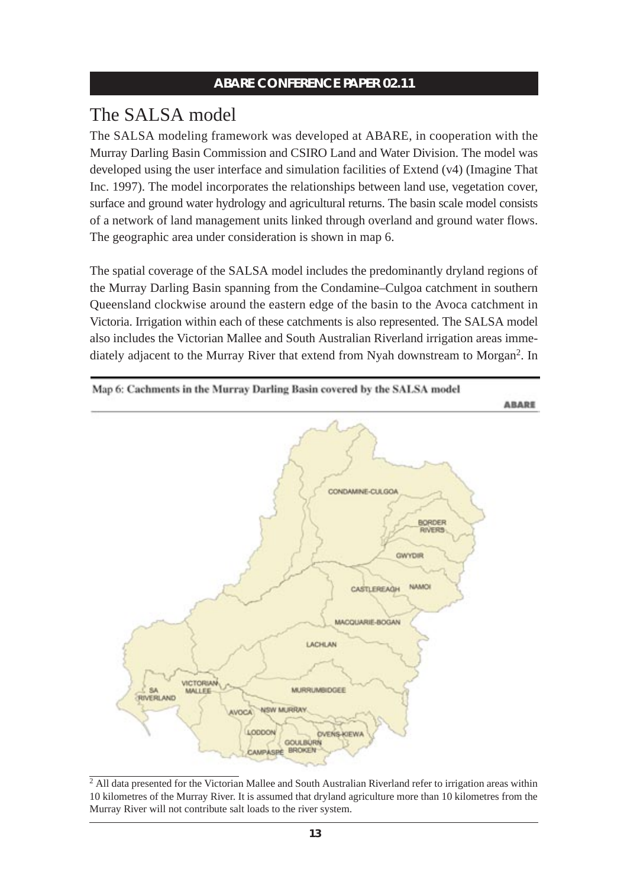# The SALSA model

The SALSA modeling framework was developed at ABARE, in cooperation with the Murray Darling Basin Commission and CSIRO Land and Water Division. The model was developed using the user interface and simulation facilities of Extend (v4) (Imagine That Inc. 1997). The model incorporates the relationships between land use, vegetation cover, surface and ground water hydrology and agricultural returns. The basin scale model consists of a network of land management units linked through overland and ground water flows. The geographic area under consideration is shown in map 6.

The spatial coverage of the SALSA model includes the predominantly dryland regions of the Murray Darling Basin spanning from the Condamine–Culgoa catchment in southern Queensland clockwise around the eastern edge of the basin to the Avoca catchment in Victoria. Irrigation within each of these catchments is also represented. The SALSA model also includes the Victorian Mallee and South Australian Riverland irrigation areas immediately adjacent to the Murray River that extend from Nyah downstream to Morgan[2]. In

Map 6: Cachments in the Murray Darling Basin covered by the SALSA model

ABARE

[2] All data presented for the Victorian Mallee and South Australian Riverland refer to irrigation areas within 10 kilometres of the Murray River. It is assumed that dryland agriculture more than 10 kilometres from the Murray River will not contribute salt loads to the river system.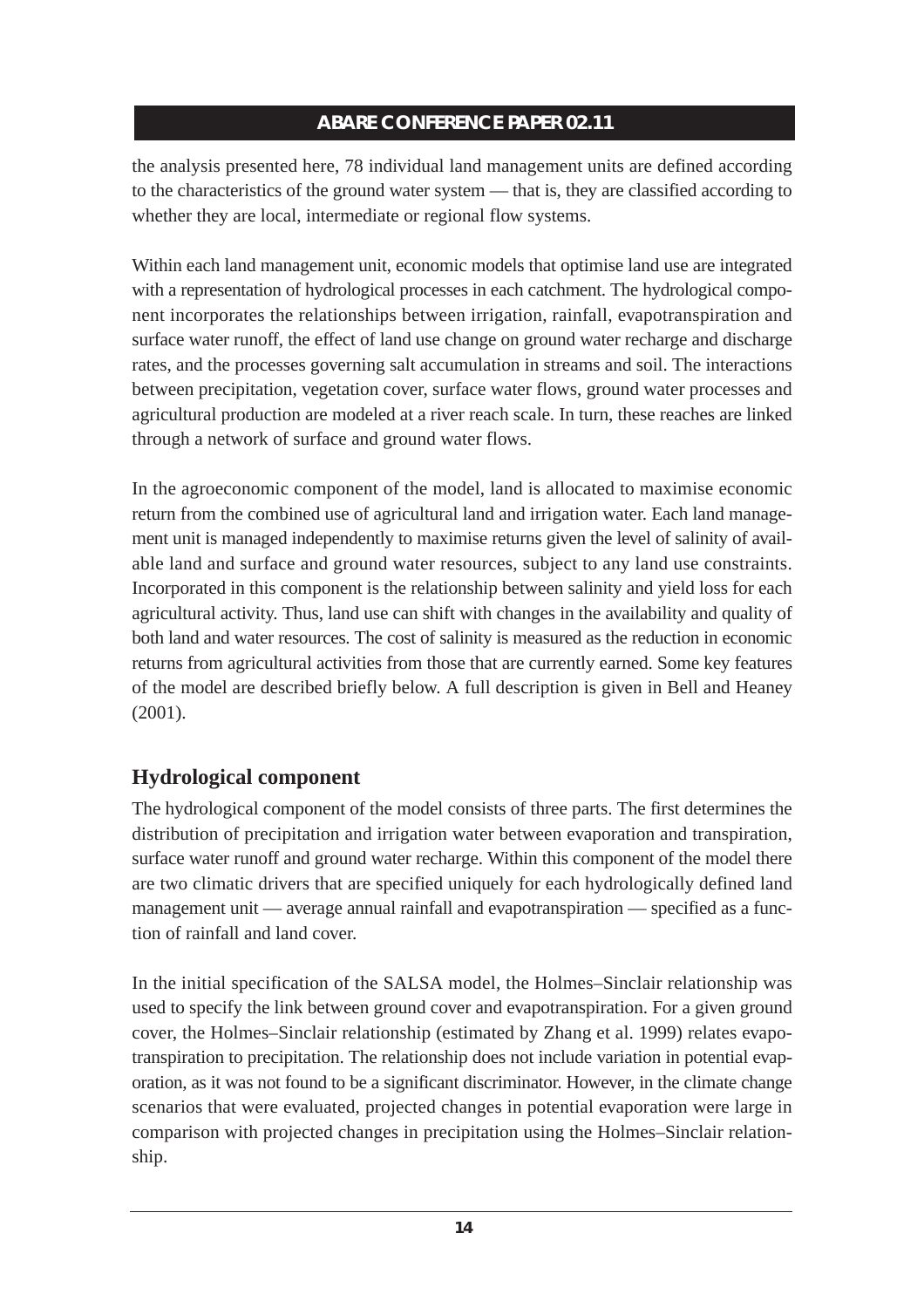the analysis presented here, 78 individual land management units are defined according to the characteristics of the ground water system — that is, they are classified according to whether they are local, intermediate or regional flow systems.

Within each land management unit, economic models that optimise land use are integrated with a representation of hydrological processes in each catchment. The hydrological component incorporates the relationships between irrigation, rainfall, evapotranspiration and surface water runoff, the effect of land use change on ground water recharge and discharge rates, and the processes governing salt accumulation in streams and soil. The interactions between precipitation, vegetation cover, surface water flows, ground water processes and agricultural production are modeled at a river reach scale. In turn, these reaches are linked through a network of surface and ground water flows.

In the agroeconomic component of the model, land is allocated to maximise economic return from the combined use of agricultural land and irrigation water. Each land management unit is managed independently to maximise returns given the level of salinity of available land and surface and ground water resources, subject to any land use constraints. Incorporated in this component is the relationship between salinity and yield loss for each agricultural activity. Thus, land use can shift with changes in the availability and quality of both land and water resources. The cost of salinity is measured as the reduction in economic returns from agricultural activities from those that are currently earned. Some key features of the model are described briefly below. A full description is given in Bell and Heaney (2001).

## Hydrological component

The hydrological component of the model consists of three parts. The first determines the distribution of precipitation and irrigation water between evaporation and transpiration, surface water runoff and ground water recharge. Within this component of the model there are two climatic drivers that are specified uniquely for each hydrologically defined land management unit — average annual rainfall and evapotranspiration — specified as a function of rainfall and land cover.

In the initial specification of the SALSA model, the Holmes–Sinclair relationship was used to specify the link between ground cover and evapotranspiration. For a given ground cover, the Holmes–Sinclair relationship (estimated by Zhang et al. 1999) relates evapotranspiration to precipitation. The relationship does not include variation in potential evaporation, as it was not found to be a significant discriminator. However, in the climate change scenarios that were evaluated, projected changes in potential evaporation were large in comparison with projected changes in precipitation using the Holmes–Sinclair relationship.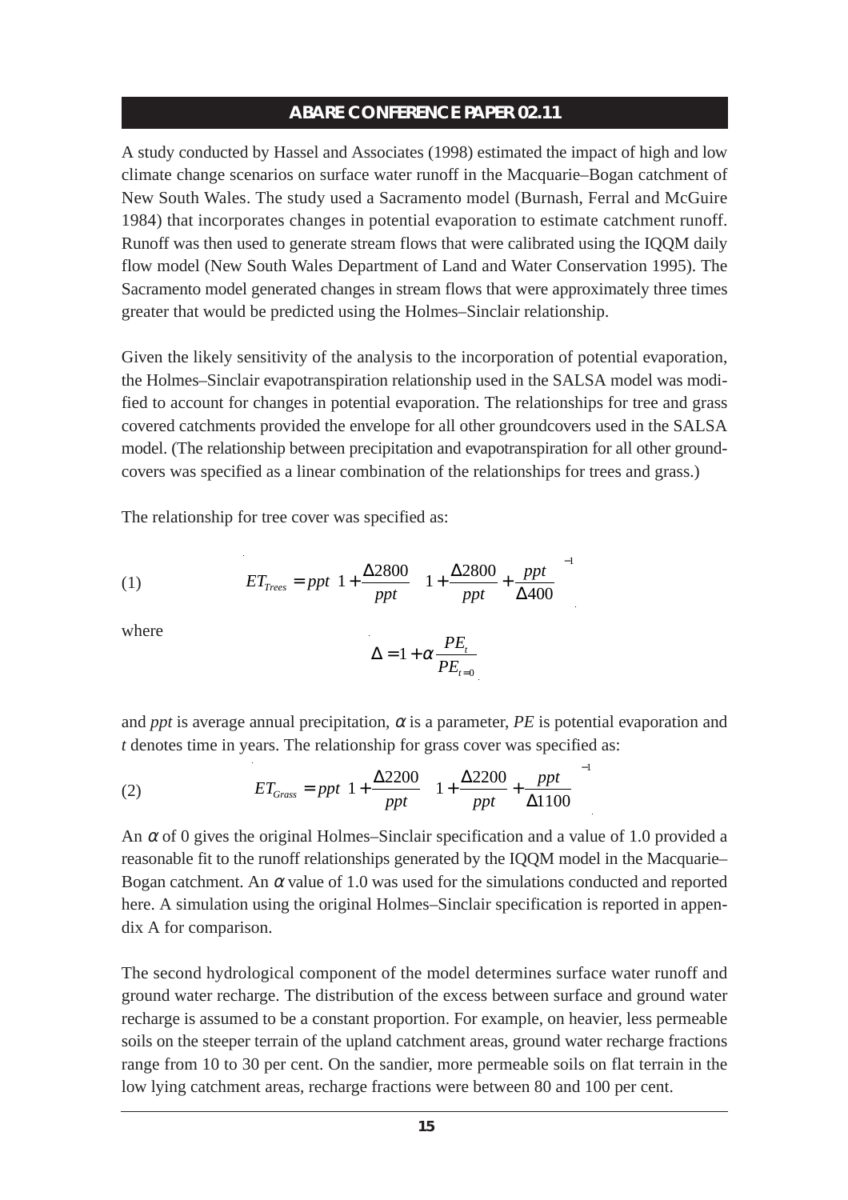A study conducted by Hassel and Associates (1998) estimated the impact of high and low climate change scenarios on surface water runoff in the Macquarie–Bogan catchment of New South Wales. The study used a Sacramento model (Burnash, Ferral and McGuire 1984) that incorporates changes in potential evaporation to estimate catchment runoff. Runoff was then used to generate stream flows that were calibrated using the IQQM daily flow model (New South Wales Department of Land and Water Conservation 1995). The Sacramento model generated changes in stream flows that were approximately three times greater that would be predicted using the Holmes–Sinclair relationship.

Given the likely sensitivity of the analysis to the incorporation of potential evaporation, the Holmes–Sinclair evapotranspiration relationship used in the SALSA model was modified to account for changes in potential evaporation. The relationships for tree and grass covered catchments provided the envelope for all other groundcovers used in the SALSA model. (The relationship between precipitation and evapotranspiration for all other groundcovers was specified as a linear combination of the relationships for trees and grass.)

The relationship for tree cover was specified as:

$$ET_{Trees} = ppt\left(1 + \frac{\Delta 2800}{ppt}\right)\left(1 + \frac{\Delta 2800}{ppt} + \frac{ppt}{\Delta 400}\right)^{-1} \tag{1}$$

where

$$\Delta = 1 + \alpha\frac{PE_t}{PE_{t=0}}$$

and *ppt* is average annual precipitation, $\alpha$ is a parameter, *PE* is potential evaporation and *t* denotes time in years. The relationship for grass cover was specified as:

$$ET_{Grass} = ppt\left(1 + \frac{\Delta 2200}{ppt}\right)\left(1 + \frac{\Delta 2200}{ppt} + \frac{ppt}{\Delta 1100}\right)^{-1} \tag{2}$$

An $\alpha$ of 0 gives the original Holmes–Sinclair specification and a value of 1.0 provided a reasonable fit to the runoff relationships generated by the IQQM model in the Macquarie–Bogan catchment. An $\alpha$ value of 1.0 was used for the simulations conducted and reported here. A simulation using the original Holmes–Sinclair specification is reported in appendix A for comparison.

The second hydrological component of the model determines surface water runoff and ground water recharge. The distribution of the excess between surface and ground water recharge is assumed to be a constant proportion. For example, on heavier, less permeable soils on the steeper terrain of the upland catchment areas, ground water recharge fractions range from 10 to 30 per cent. On the sandier, more permeable soils on flat terrain in the low lying catchment areas, recharge fractions were between 80 and 100 per cent.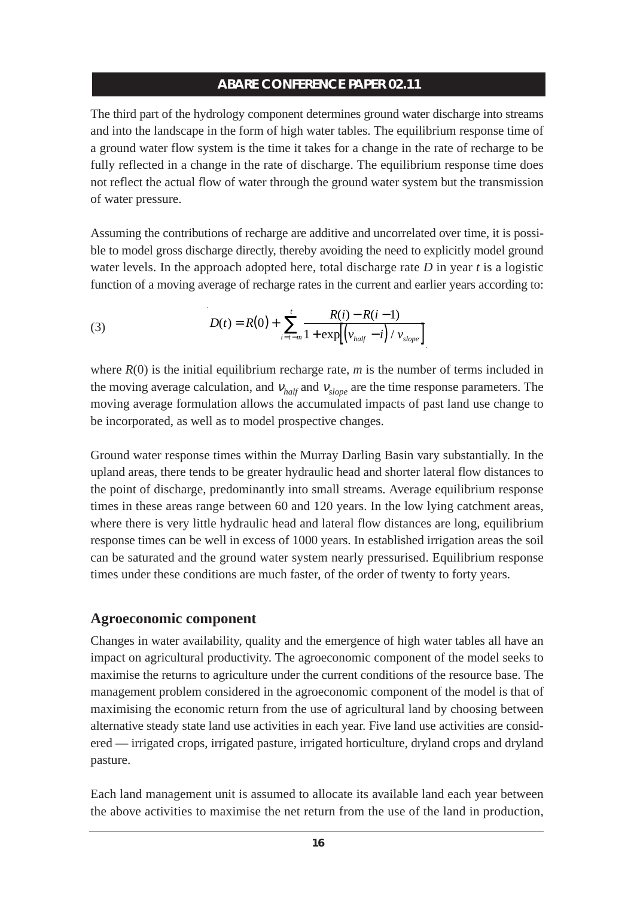The third part of the hydrology component determines ground water discharge into streams and into the landscape in the form of high water tables. The equilibrium response time of a ground water flow system is the time it takes for a change in the rate of recharge to be fully reflected in a change in the rate of discharge. The equilibrium response time does not reflect the actual flow of water through the ground water system but the transmission of water pressure.

Assuming the contributions of recharge are additive and uncorrelated over time, it is possible to model gross discharge directly, thereby avoiding the need to explicitly model ground water levels. In the approach adopted here, total discharge rate $D$ in year $t$ is a logistic function of a moving average of recharge rates in the current and earlier years according to:

$$D(t) = R(0) + \sum_{i=t-m}^{t} \frac{R(i) - R(i-1)}{1 + \exp\left[\left(v_{half} - i\right) / v_{slope}\right]} \tag{3}$$

where $R(0)$ is the initial equilibrium recharge rate, $m$ is the number of terms included in the moving average calculation, and $v_{half}$ and $v_{slope}$ are the time response parameters. The moving average formulation allows the accumulated impacts of past land use change to be incorporated, as well as to model prospective changes.

Ground water response times within the Murray Darling Basin vary substantially. In the upland areas, there tends to be greater hydraulic head and shorter lateral flow distances to the point of discharge, predominantly into small streams. Average equilibrium response times in these areas range between 60 and 120 years. In the low lying catchment areas, where there is very little hydraulic head and lateral flow distances are long, equilibrium response times can be well in excess of 1000 years. In established irrigation areas the soil can be saturated and the ground water system nearly pressurised. Equilibrium response times under these conditions are much faster, of the order of twenty to forty years.

## Agroeconomic component

Changes in water availability, quality and the emergence of high water tables all have an impact on agricultural productivity. The agroeconomic component of the model seeks to maximise the returns to agriculture under the current conditions of the resource base. The management problem considered in the agroeconomic component of the model is that of maximising the economic return from the use of agricultural land by choosing between alternative steady state land use activities in each year. Five land use activities are considered — irrigated crops, irrigated pasture, irrigated horticulture, dryland crops and dryland pasture.

Each land management unit is assumed to allocate its available land each year between the above activities to maximise the net return from the use of the land in production,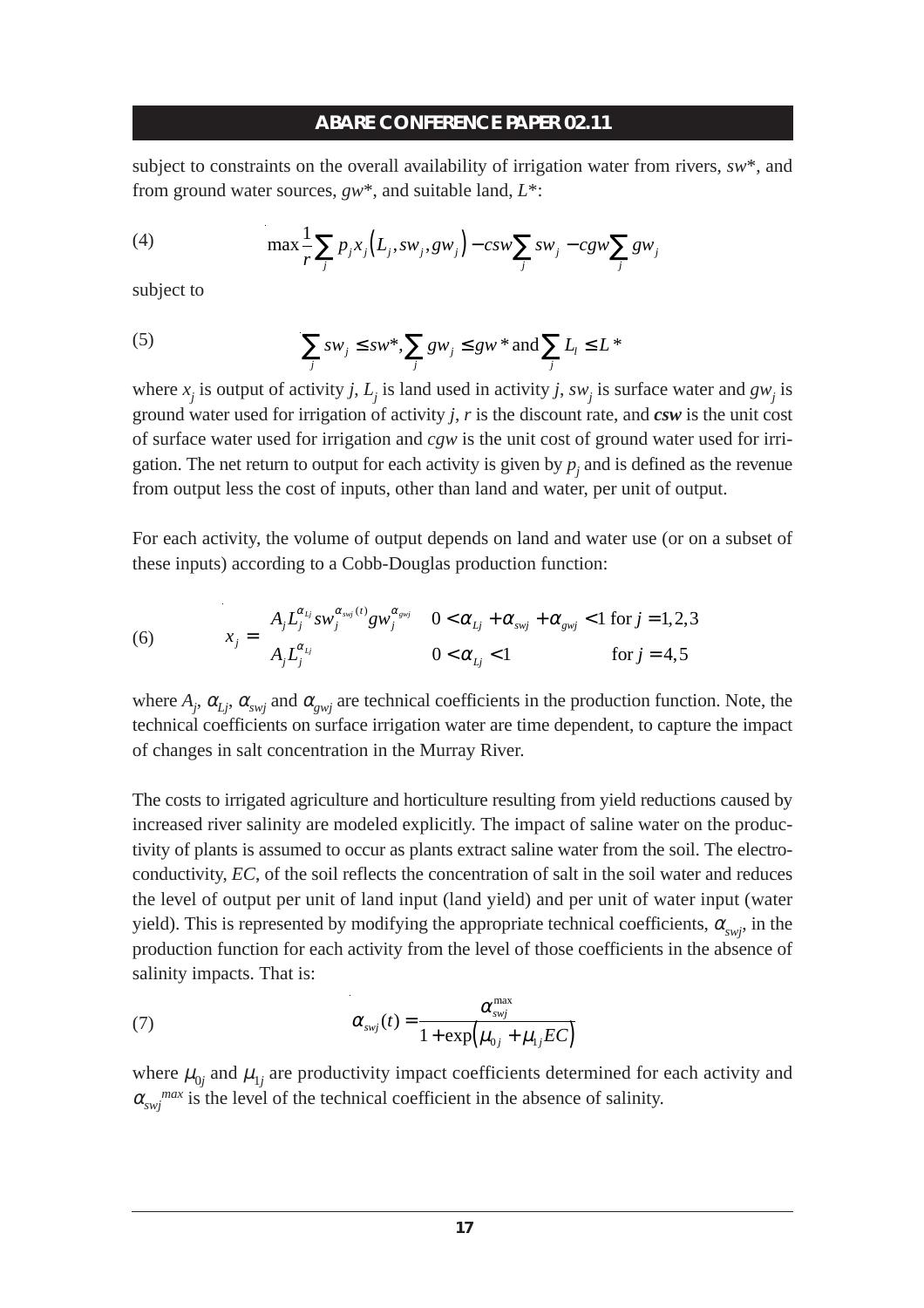subject to constraints on the overall availability of irrigation water from rivers, $sw^*$, and from ground water sources, $gw^*$, and suitable land, $L^*$:

$$\max \frac{1}{r} \sum_j p_j x_j \left( L_j, sw_j, gw_j \right) - csw \sum_j sw_j - cgw \sum_j gw_j \tag{4}$$

subject to

$$\sum_j sw_j \leq sw^*, \sum_j gw_j \leq gw^* \text{ and} \sum_j L_l \leq L^* \tag{5}$$

where $x_j$ is output of activity $j$, $L_j$ is land used in activity $j$, $sw_j$ is surface water and $gw_j$ is ground water used for irrigation of activity $j$, $r$ is the discount rate, and $\boldsymbol{csw}$ is the unit cost of surface water used for irrigation and $cgw$ is the unit cost of ground water used for irrigation. The net return to output for each activity is given by $p_j$ and is defined as the revenue from output less the cost of inputs, other than land and water, per unit of output.

For each activity, the volume of output depends on land and water use (or on a subset of these inputs) according to a Cobb-Douglas production function:

$$x_j = \begin{cases} A_j L_j^{\alpha_{Lj}} sw_j^{\alpha_{swj}(t)} gw_j^{\alpha_{gwj}} & 0 < \alpha_{Lj} + \alpha_{swj} + \alpha_{gwj} < 1 \text{ for } j = 1,2,3 \\ A_j L_j^{\alpha_{Lj}} & 0 < \alpha_{Lj} < 1 \qquad \text{for } j = 4,5 \end{cases} \tag{6}$$

where $A_j$, $\alpha_{Lj}$, $\alpha_{swj}$ and $\alpha_{gwj}$ are technical coefficients in the production function. Note, the technical coefficients on surface irrigation water are time dependent, to capture the impact of changes in salt concentration in the Murray River.

The costs to irrigated agriculture and horticulture resulting from yield reductions caused by increased river salinity are modeled explicitly. The impact of saline water on the productivity of plants is assumed to occur as plants extract saline water from the soil. The electro-conductivity, $EC$, of the soil reflects the concentration of salt in the soil water and reduces the level of output per unit of land input (land yield) and per unit of water input (water yield). This is represented by modifying the appropriate technical coefficients, $\alpha_{swj}$, in the production function for each activity from the level of those coefficients in the absence of salinity impacts. That is:

$$\alpha_{swj}(t) = \frac{\alpha_{swj}^{\max}}{1 + \exp\left(\mu_{0j} + \mu_{1j} EC\right)} \tag{7}$$

where $\mu_{0j}$ and $\mu_{1j}$ are productivity impact coefficients determined for each activity and $\alpha_{swj}^{max}$ is the level of the technical coefficient in the absence of salinity.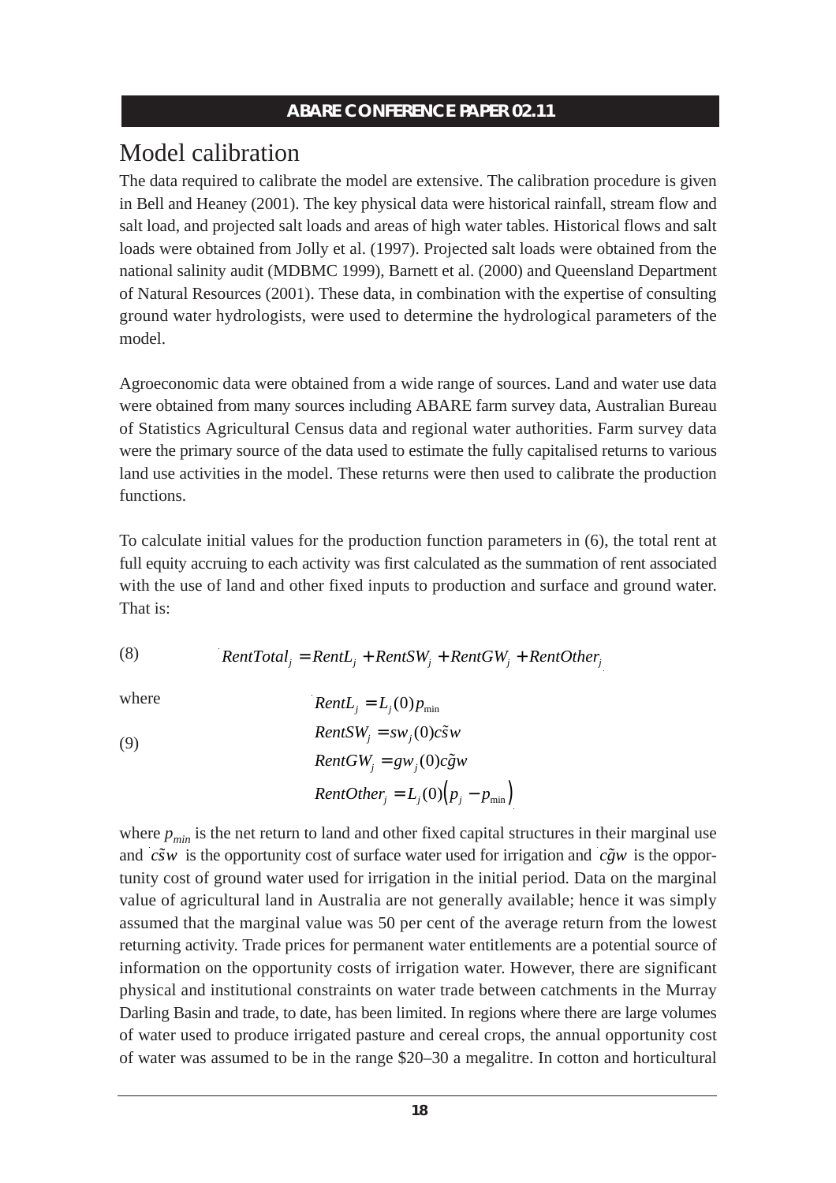# Model calibration

The data required to calibrate the model are extensive. The calibration procedure is given in Bell and Heaney (2001). The key physical data were historical rainfall, stream flow and salt load, and projected salt loads and areas of high water tables. Historical flows and salt loads were obtained from Jolly et al. (1997). Projected salt loads were obtained from the national salinity audit (MDBMC 1999), Barnett et al. (2000) and Queensland Department of Natural Resources (2001). These data, in combination with the expertise of consulting ground water hydrologists, were used to determine the hydrological parameters of the model.

Agroeconomic data were obtained from a wide range of sources. Land and water use data were obtained from many sources including ABARE farm survey data, Australian Bureau of Statistics Agricultural Census data and regional water authorities. Farm survey data were the primary source of the data used to estimate the fully capitalised returns to various land use activities in the model. These returns were then used to calibrate the production functions.

To calculate initial values for the production function parameters in (6), the total rent at full equity accruing to each activity was first calculated as the summation of rent associated with the use of land and other fixed inputs to production and surface and ground water. That is:

$$RentTotal_j = RentL_j + RentSW_j + RentGW_j + RentOther_j \tag{8}$$

where

$$\begin{aligned} RentL_j &= L_j(0)p_{\min} \\ RentSW_j &= sw_j(0)c\tilde{s}w \\ RentGW_j &= gw_j(0)c\tilde{g}w \\ RentOther_j &= L_j(0)\left(p_j - p_{\min}\right) \end{aligned} \tag{9}$$

where $p_{min}$ is the net return to land and other fixed capital structures in their marginal use and $c\tilde{s}w$ is the opportunity cost of surface water used for irrigation and $c\tilde{g}w$ is the opportunity cost of ground water used for irrigation in the initial period. Data on the marginal value of agricultural land in Australia are not generally available; hence it was simply assumed that the marginal value was 50 per cent of the average return from the lowest returning activity. Trade prices for permanent water entitlements are a potential source of information on the opportunity costs of irrigation water. However, there are significant physical and institutional constraints on water trade between catchments in the Murray Darling Basin and trade, to date, has been limited. In regions where there are large volumes of water used to produce irrigated pasture and cereal crops, the annual opportunity cost of water was assumed to be in the range \$20–30 a megalitre. In cotton and horticultural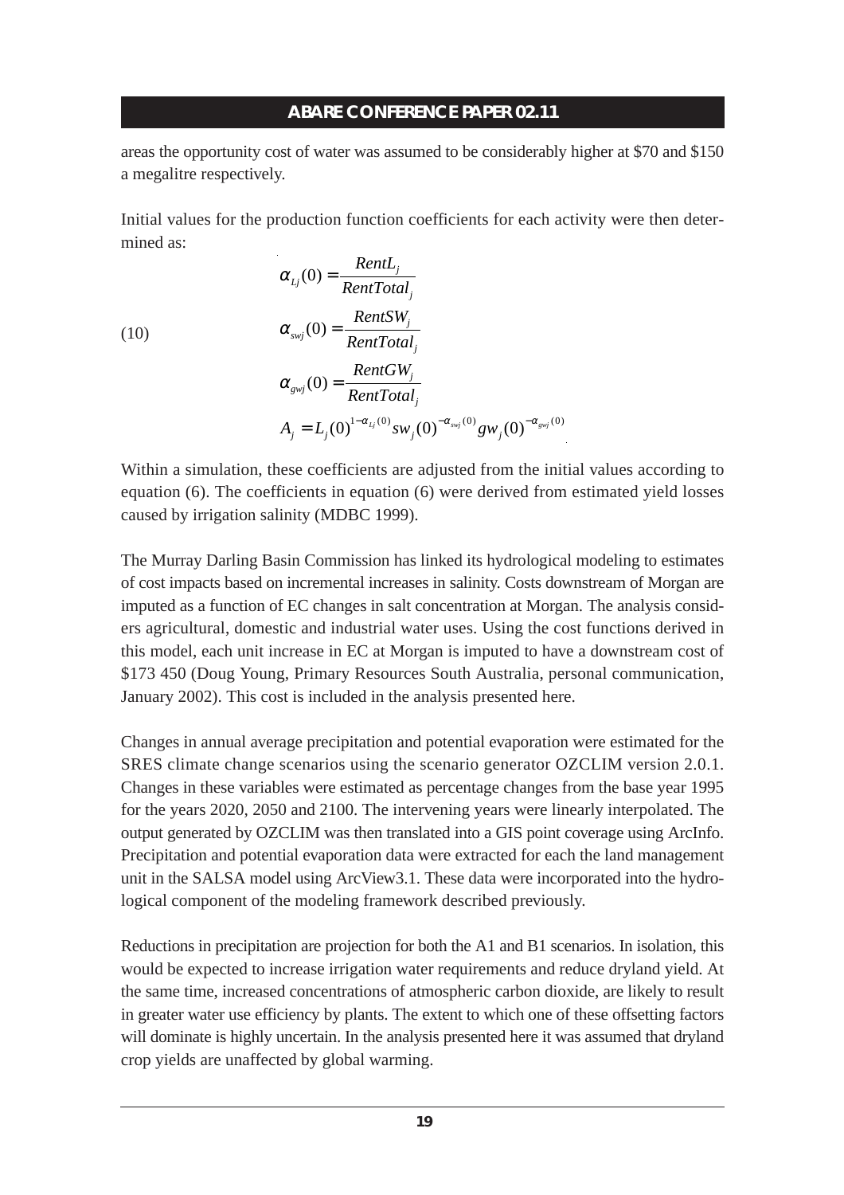areas the opportunity cost of water was assumed to be considerably higher at \$70 and \$150 a megalitre respectively.

Initial values for the production function coefficients for each activity were then determined as:

$$
\begin{aligned}
\alpha_{Lj}(0) &= \frac{RentL_j}{RentTotal_j} \\
\alpha_{swj}(0) &= \frac{RentSW_j}{RentTotal_j} \\
\alpha_{gwj}(0) &= \frac{RentGW_j}{RentTotal_j} \\
A_j &= L_j(0)^{1-\alpha_{Lj}(0)} sw_j(0)^{-\alpha_{swj}(0)} gw_j(0)^{-\alpha_{gwj}(0)}
\end{aligned} \tag{10}
$$

Within a simulation, these coefficients are adjusted from the initial values according to equation (6). The coefficients in equation (6) were derived from estimated yield losses caused by irrigation salinity (MDBC 1999).

The Murray Darling Basin Commission has linked its hydrological modeling to estimates of cost impacts based on incremental increases in salinity. Costs downstream of Morgan are imputed as a function of EC changes in salt concentration at Morgan. The analysis considers agricultural, domestic and industrial water uses. Using the cost functions derived in this model, each unit increase in EC at Morgan is imputed to have a downstream cost of \$173 450 (Doug Young, Primary Resources South Australia, personal communication, January 2002). This cost is included in the analysis presented here.

Changes in annual average precipitation and potential evaporation were estimated for the SRES climate change scenarios using the scenario generator OZCLIM version 2.0.1. Changes in these variables were estimated as percentage changes from the base year 1995 for the years 2020, 2050 and 2100. The intervening years were linearly interpolated. The output generated by OZCLIM was then translated into a GIS point coverage using ArcInfo. Precipitation and potential evaporation data were extracted for each the land management unit in the SALSA model using ArcView3.1. These data were incorporated into the hydrological component of the modeling framework described previously.

Reductions in precipitation are projection for both the A1 and B1 scenarios. In isolation, this would be expected to increase irrigation water requirements and reduce dryland yield. At the same time, increased concentrations of atmospheric carbon dioxide, are likely to result in greater water use efficiency by plants. The extent to which one of these offsetting factors will dominate is highly uncertain. In the analysis presented here it was assumed that dryland crop yields are unaffected by global warming.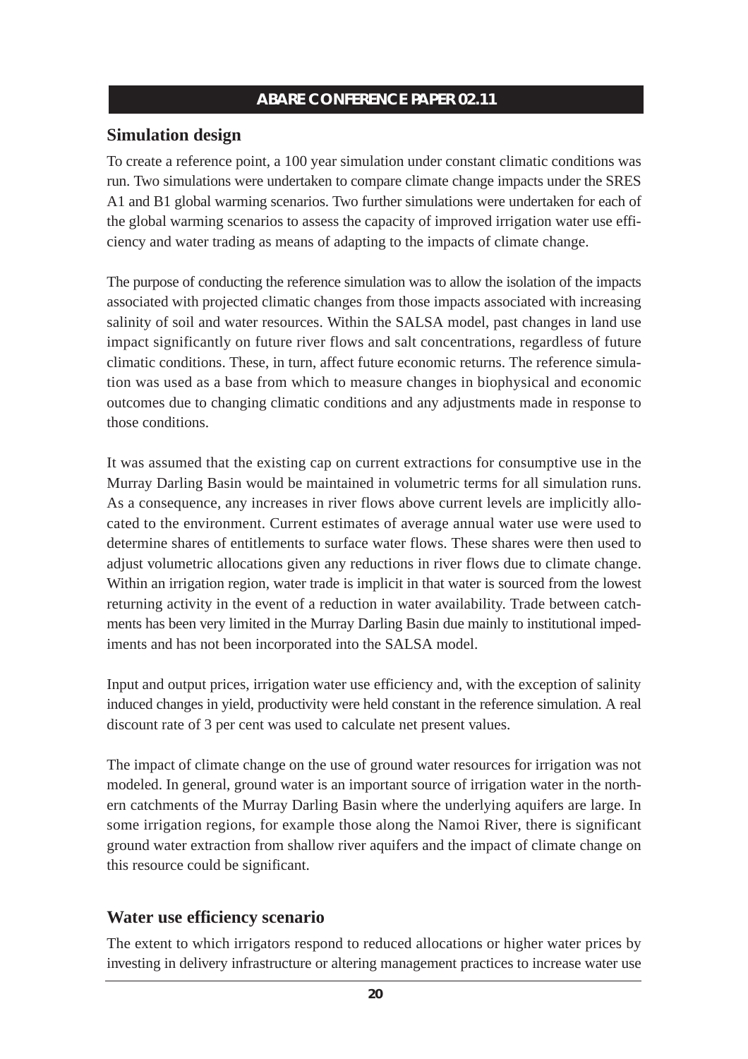## Simulation design

To create a reference point, a 100 year simulation under constant climatic conditions was run. Two simulations were undertaken to compare climate change impacts under the SRES A1 and B1 global warming scenarios. Two further simulations were undertaken for each of the global warming scenarios to assess the capacity of improved irrigation water use efficiency and water trading as means of adapting to the impacts of climate change.

The purpose of conducting the reference simulation was to allow the isolation of the impacts associated with projected climatic changes from those impacts associated with increasing salinity of soil and water resources. Within the SALSA model, past changes in land use impact significantly on future river flows and salt concentrations, regardless of future climatic conditions. These, in turn, affect future economic returns. The reference simulation was used as a base from which to measure changes in biophysical and economic outcomes due to changing climatic conditions and any adjustments made in response to those conditions.

It was assumed that the existing cap on current extractions for consumptive use in the Murray Darling Basin would be maintained in volumetric terms for all simulation runs. As a consequence, any increases in river flows above current levels are implicitly allocated to the environment. Current estimates of average annual water use were used to determine shares of entitlements to surface water flows. These shares were then used to adjust volumetric allocations given any reductions in river flows due to climate change. Within an irrigation region, water trade is implicit in that water is sourced from the lowest returning activity in the event of a reduction in water availability. Trade between catchments has been very limited in the Murray Darling Basin due mainly to institutional impediments and has not been incorporated into the SALSA model.

Input and output prices, irrigation water use efficiency and, with the exception of salinity induced changes in yield, productivity were held constant in the reference simulation. A real discount rate of 3 per cent was used to calculate net present values.

The impact of climate change on the use of ground water resources for irrigation was not modeled. In general, ground water is an important source of irrigation water in the northern catchments of the Murray Darling Basin where the underlying aquifers are large. In some irrigation regions, for example those along the Namoi River, there is significant ground water extraction from shallow river aquifers and the impact of climate change on this resource could be significant.

## Water use efficiency scenario

The extent to which irrigators respond to reduced allocations or higher water prices by investing in delivery infrastructure or altering management practices to increase water use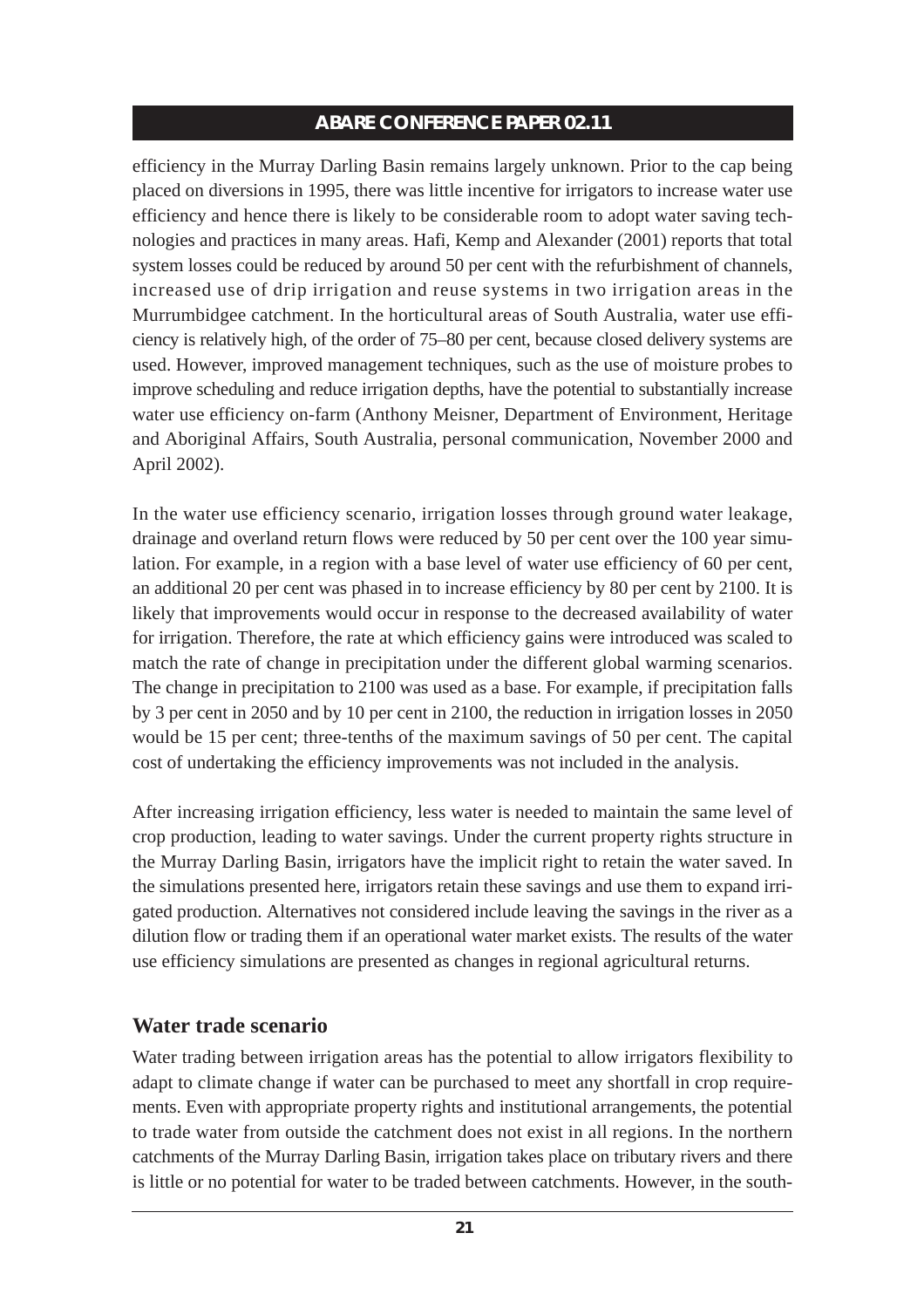efficiency in the Murray Darling Basin remains largely unknown. Prior to the cap being placed on diversions in 1995, there was little incentive for irrigators to increase water use efficiency and hence there is likely to be considerable room to adopt water saving technologies and practices in many areas. Hafi, Kemp and Alexander (2001) reports that total system losses could be reduced by around 50 per cent with the refurbishment of channels, increased use of drip irrigation and reuse systems in two irrigation areas in the Murrumbidgee catchment. In the horticultural areas of South Australia, water use efficiency is relatively high, of the order of 75–80 per cent, because closed delivery systems are used. However, improved management techniques, such as the use of moisture probes to improve scheduling and reduce irrigation depths, have the potential to substantially increase water use efficiency on-farm (Anthony Meisner, Department of Environment, Heritage and Aboriginal Affairs, South Australia, personal communication, November 2000 and April 2002).

In the water use efficiency scenario, irrigation losses through ground water leakage, drainage and overland return flows were reduced by 50 per cent over the 100 year simulation. For example, in a region with a base level of water use efficiency of 60 per cent, an additional 20 per cent was phased in to increase efficiency by 80 per cent by 2100. It is likely that improvements would occur in response to the decreased availability of water for irrigation. Therefore, the rate at which efficiency gains were introduced was scaled to match the rate of change in precipitation under the different global warming scenarios. The change in precipitation to 2100 was used as a base. For example, if precipitation falls by 3 per cent in 2050 and by 10 per cent in 2100, the reduction in irrigation losses in 2050 would be 15 per cent; three-tenths of the maximum savings of 50 per cent. The capital cost of undertaking the efficiency improvements was not included in the analysis.

After increasing irrigation efficiency, less water is needed to maintain the same level of crop production, leading to water savings. Under the current property rights structure in the Murray Darling Basin, irrigators have the implicit right to retain the water saved. In the simulations presented here, irrigators retain these savings and use them to expand irrigated production. Alternatives not considered include leaving the savings in the river as a dilution flow or trading them if an operational water market exists. The results of the water use efficiency simulations are presented as changes in regional agricultural returns.

## Water trade scenario

Water trading between irrigation areas has the potential to allow irrigators flexibility to adapt to climate change if water can be purchased to meet any shortfall in crop requirements. Even with appropriate property rights and institutional arrangements, the potential to trade water from outside the catchment does not exist in all regions. In the northern catchments of the Murray Darling Basin, irrigation takes place on tributary rivers and there is little or no potential for water to be traded between catchments. However, in the south-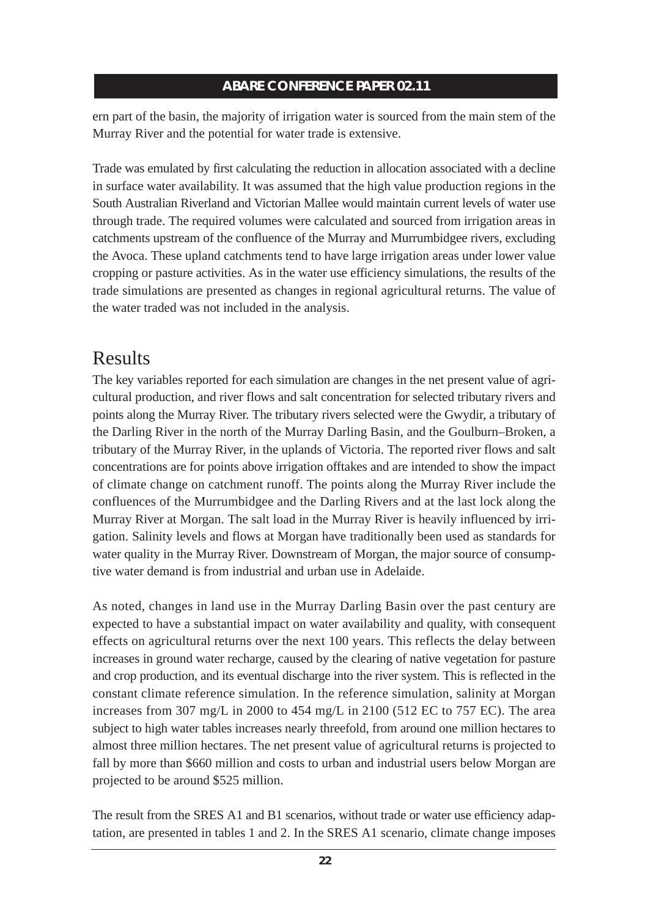ern part of the basin, the majority of irrigation water is sourced from the main stem of the Murray River and the potential for water trade is extensive.

Trade was emulated by first calculating the reduction in allocation associated with a decline in surface water availability. It was assumed that the high value production regions in the South Australian Riverland and Victorian Mallee would maintain current levels of water use through trade. The required volumes were calculated and sourced from irrigation areas in catchments upstream of the confluence of the Murray and Murrumbidgee rivers, excluding the Avoca. These upland catchments tend to have large irrigation areas under lower value cropping or pasture activities. As in the water use efficiency simulations, the results of the trade simulations are presented as changes in regional agricultural returns. The value of the water traded was not included in the analysis.

# Results

The key variables reported for each simulation are changes in the net present value of agricultural production, and river flows and salt concentration for selected tributary rivers and points along the Murray River. The tributary rivers selected were the Gwydir, a tributary of the Darling River in the north of the Murray Darling Basin, and the Goulburn–Broken, a tributary of the Murray River, in the uplands of Victoria. The reported river flows and salt concentrations are for points above irrigation offtakes and are intended to show the impact of climate change on catchment runoff. The points along the Murray River include the confluences of the Murrumbidgee and the Darling Rivers and at the last lock along the Murray River at Morgan. The salt load in the Murray River is heavily influenced by irrigation. Salinity levels and flows at Morgan have traditionally been used as standards for water quality in the Murray River. Downstream of Morgan, the major source of consumptive water demand is from industrial and urban use in Adelaide.

As noted, changes in land use in the Murray Darling Basin over the past century are expected to have a substantial impact on water availability and quality, with consequent effects on agricultural returns over the next 100 years. This reflects the delay between increases in ground water recharge, caused by the clearing of native vegetation for pasture and crop production, and its eventual discharge into the river system. This is reflected in the constant climate reference simulation. In the reference simulation, salinity at Morgan increases from 307 mg/L in 2000 to 454 mg/L in 2100 (512 EC to 757 EC). The area subject to high water tables increases nearly threefold, from around one million hectares to almost three million hectares. The net present value of agricultural returns is projected to fall by more than $660 million and costs to urban and industrial users below Morgan are projected to be around $525 million.

The result from the SRES A1 and B1 scenarios, without trade or water use efficiency adaptation, are presented in tables 1 and 2. In the SRES A1 scenario, climate change imposes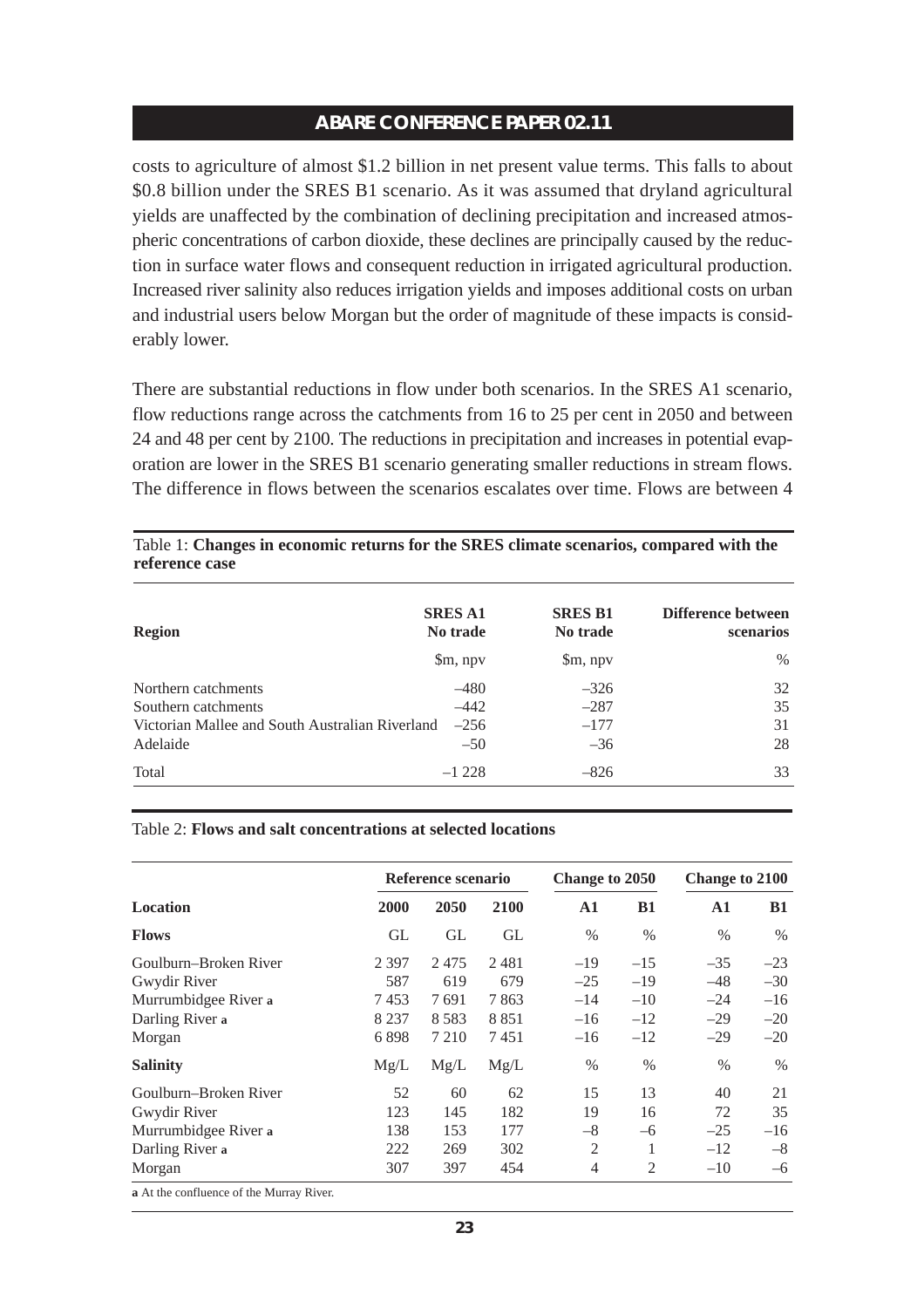costs to agriculture of almost $1.2 billion in net present value terms. This falls to about $0.8 billion under the SRES B1 scenario. As it was assumed that dryland agricultural yields are unaffected by the combination of declining precipitation and increased atmospheric concentrations of carbon dioxide, these declines are principally caused by the reduction in surface water flows and consequent reduction in irrigated agricultural production. Increased river salinity also reduces irrigation yields and imposes additional costs on urban and industrial users below Morgan but the order of magnitude of these impacts is considerably lower.

There are substantial reductions in flow under both scenarios. In the SRES A1 scenario, flow reductions range across the catchments from 16 to 25 per cent in 2050 and between 24 and 48 per cent by 2100. The reductions in precipitation and increases in potential evaporation are lower in the SRES B1 scenario generating smaller reductions in stream flows. The difference in flows between the scenarios escalates over time. Flows are between 4

Table 1: **Changes in economic returns for the SRES climate scenarios, compared with the reference case**

| Region | SRES A1 No trade | SRES B1 No trade | Difference between scenarios |
|---|---|---|---|
| | $m, npv | $m, npv | % |
| Northern catchments | –480 | –326 | 32 |
| Southern catchments | –442 | –287 | 35 |
| Victorian Mallee and South Australian Riverland | –256 | –177 | 31 |
| Adelaide | –50 | –36 | 28 |
| Total | –1 228 | –826 | 33 |

Table 2: **Flows and salt concentrations at selected locations**

| | Reference scenario | | | Change to 2050 | | Change to 2100 | |
|---|---|---|---|---|---|---|---|
| **Location** | **2000** | **2050** | **2100** | **A1** | **B1** | **A1** | **B1** |
| **Flows** | GL | GL | GL | % | % | % | % |
| Goulburn–Broken River | 2 397 | 2 475 | 2 481 | –19 | –15 | –35 | –23 |
| Gwydir River | 587 | 619 | 679 | –25 | –19 | –48 | –30 |
| Murrumbidgee River **a** | 7 453 | 7 691 | 7 863 | –14 | –10 | –24 | –16 |
| Darling River **a** | 8 237 | 8 583 | 8 851 | –16 | –12 | –29 | –20 |
| Morgan | 6 898 | 7 210 | 7 451 | –16 | –12 | –29 | –20 |
| **Salinity** | Mg/L | Mg/L | Mg/L | % | % | % | % |
| Goulburn–Broken River | 52 | 60 | 62 | 15 | 13 | 40 | 21 |
| Gwydir River | 123 | 145 | 182 | 19 | 16 | 72 | 35 |
| Murrumbidgee River **a** | 138 | 153 | 177 | –8 | –6 | –25 | –16 |
| Darling River **a** | 222 | 269 | 302 | 2 | 1 | –12 | –8 |
| Morgan | 307 | 397 | 454 | 4 | 2 | –10 | –6 |

**a** At the confluence of the Murray River.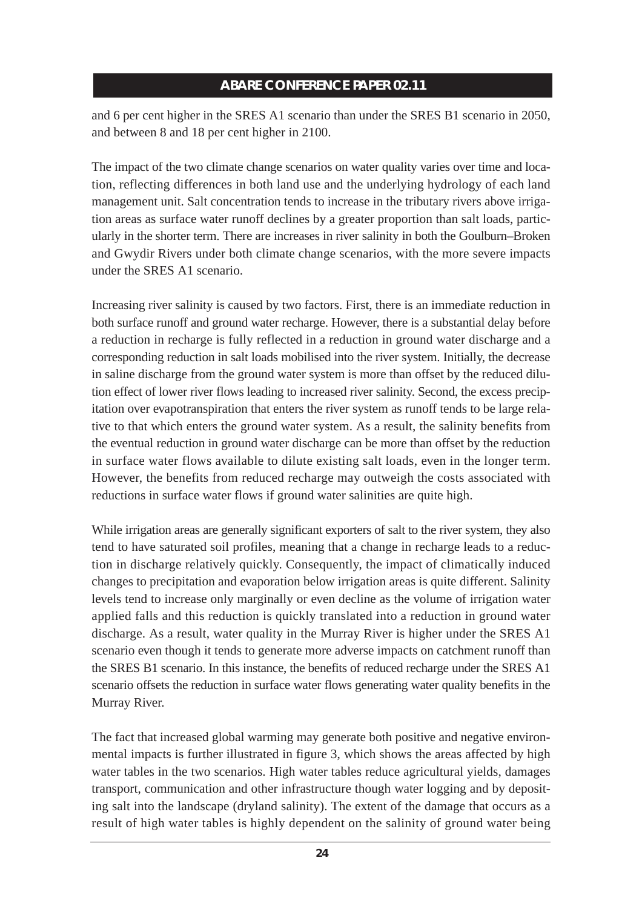and 6 per cent higher in the SRES A1 scenario than under the SRES B1 scenario in 2050, and between 8 and 18 per cent higher in 2100.

The impact of the two climate change scenarios on water quality varies over time and location, reflecting differences in both land use and the underlying hydrology of each land management unit. Salt concentration tends to increase in the tributary rivers above irrigation areas as surface water runoff declines by a greater proportion than salt loads, particularly in the shorter term. There are increases in river salinity in both the Goulburn–Broken and Gwydir Rivers under both climate change scenarios, with the more severe impacts under the SRES A1 scenario.

Increasing river salinity is caused by two factors. First, there is an immediate reduction in both surface runoff and ground water recharge. However, there is a substantial delay before a reduction in recharge is fully reflected in a reduction in ground water discharge and a corresponding reduction in salt loads mobilised into the river system. Initially, the decrease in saline discharge from the ground water system is more than offset by the reduced dilution effect of lower river flows leading to increased river salinity. Second, the excess precipitation over evapotranspiration that enters the river system as runoff tends to be large relative to that which enters the ground water system. As a result, the salinity benefits from the eventual reduction in ground water discharge can be more than offset by the reduction in surface water flows available to dilute existing salt loads, even in the longer term. However, the benefits from reduced recharge may outweigh the costs associated with reductions in surface water flows if ground water salinities are quite high.

While irrigation areas are generally significant exporters of salt to the river system, they also tend to have saturated soil profiles, meaning that a change in recharge leads to a reduction in discharge relatively quickly. Consequently, the impact of climatically induced changes to precipitation and evaporation below irrigation areas is quite different. Salinity levels tend to increase only marginally or even decline as the volume of irrigation water applied falls and this reduction is quickly translated into a reduction in ground water discharge. As a result, water quality in the Murray River is higher under the SRES A1 scenario even though it tends to generate more adverse impacts on catchment runoff than the SRES B1 scenario. In this instance, the benefits of reduced recharge under the SRES A1 scenario offsets the reduction in surface water flows generating water quality benefits in the Murray River.

The fact that increased global warming may generate both positive and negative environmental impacts is further illustrated in figure 3, which shows the areas affected by high water tables in the two scenarios. High water tables reduce agricultural yields, damages transport, communication and other infrastructure though water logging and by depositing salt into the landscape (dryland salinity). The extent of the damage that occurs as a result of high water tables is highly dependent on the salinity of ground water being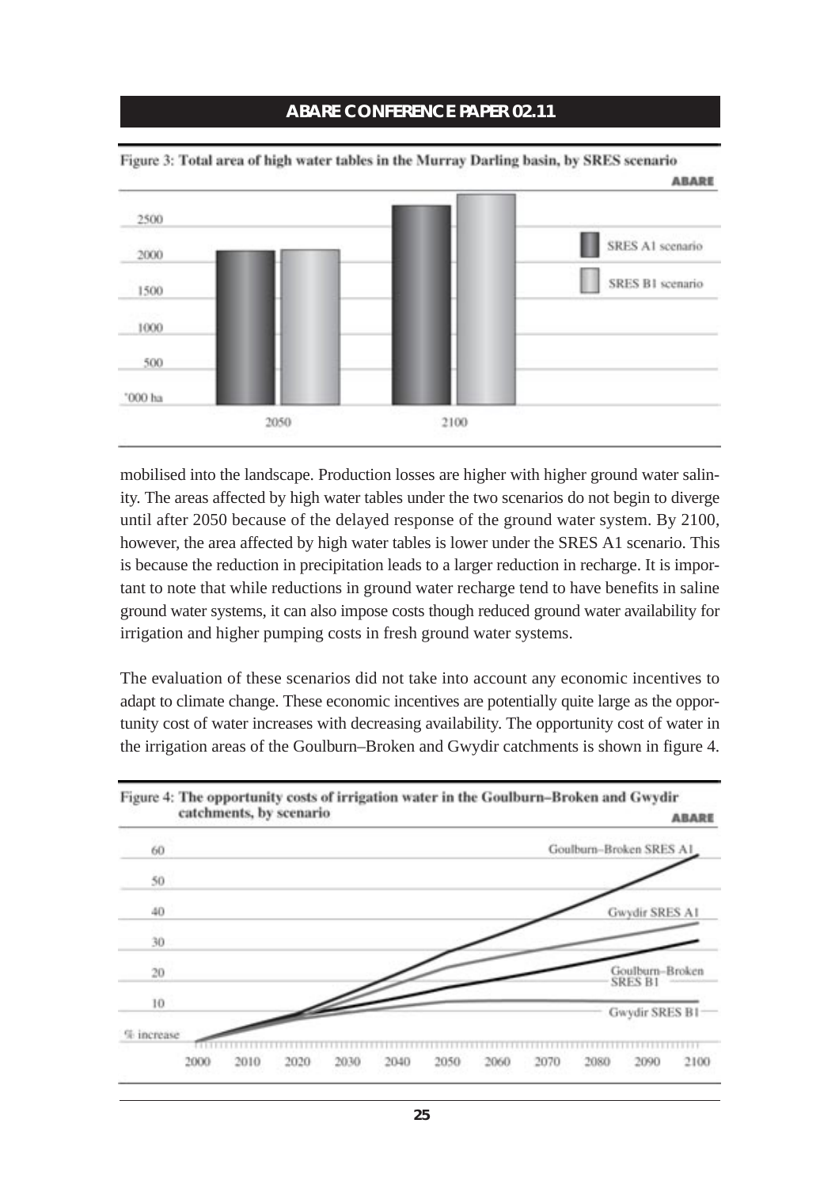Figure 3: Total area of high water tables in the Murray Darling basin, by SRES scenario

mobilised into the landscape. Production losses are higher with higher ground water salinity. The areas affected by high water tables under the two scenarios do not begin to diverge until after 2050 because of the delayed response of the ground water system. By 2100, however, the area affected by high water tables is lower under the SRES A1 scenario. This is because the reduction in precipitation leads to a larger reduction in recharge. It is important to note that while reductions in ground water recharge tend to have benefits in saline ground water systems, it can also impose costs though reduced ground water availability for irrigation and higher pumping costs in fresh ground water systems.

The evaluation of these scenarios did not take into account any economic incentives to adapt to climate change. These economic incentives are potentially quite large as the opportunity cost of water increases with decreasing availability. The opportunity cost of water in the irrigation areas of the Goulburn–Broken and Gwydir catchments is shown in figure 4.

Figure 4: The opportunity costs of irrigation water in the Goulburn–Broken and Gwydir catchments, by scenario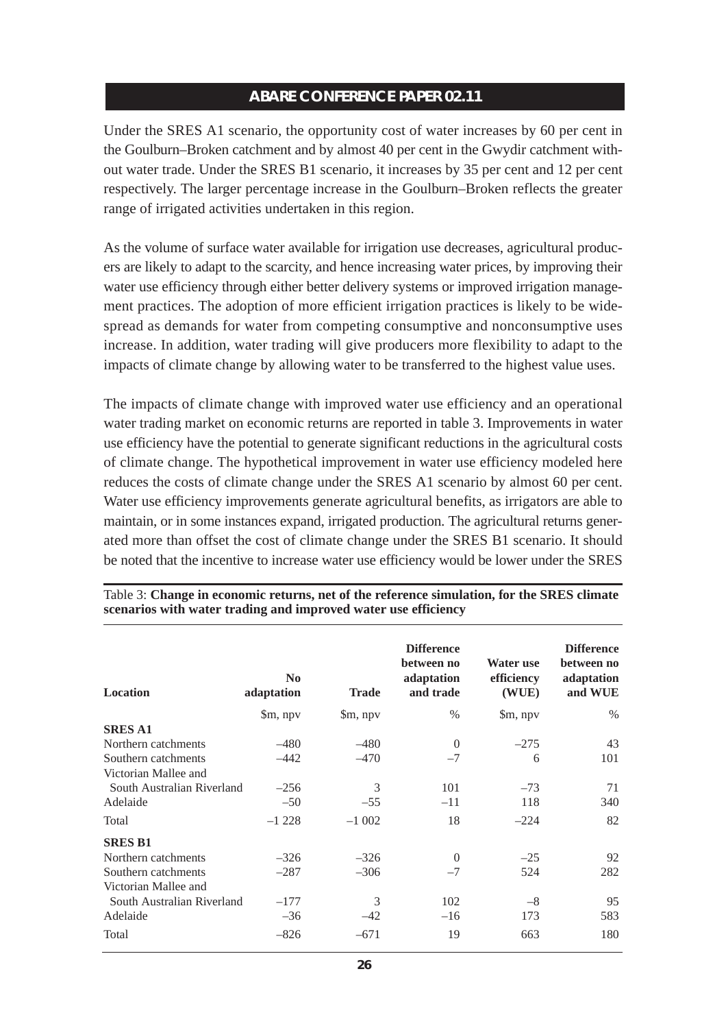Under the SRES A1 scenario, the opportunity cost of water increases by 60 per cent in the Goulburn–Broken catchment and by almost 40 per cent in the Gwydir catchment without water trade. Under the SRES B1 scenario, it increases by 35 per cent and 12 per cent respectively. The larger percentage increase in the Goulburn–Broken reflects the greater range of irrigated activities undertaken in this region.

As the volume of surface water available for irrigation use decreases, agricultural producers are likely to adapt to the scarcity, and hence increasing water prices, by improving their water use efficiency through either better delivery systems or improved irrigation management practices. The adoption of more efficient irrigation practices is likely to be widespread as demands for water from competing consumptive and nonconsumptive uses increase. In addition, water trading will give producers more flexibility to adapt to the impacts of climate change by allowing water to be transferred to the highest value uses.

The impacts of climate change with improved water use efficiency and an operational water trading market on economic returns are reported in table 3. Improvements in water use efficiency have the potential to generate significant reductions in the agricultural costs of climate change. The hypothetical improvement in water use efficiency modeled here reduces the costs of climate change under the SRES A1 scenario by almost 60 per cent. Water use efficiency improvements generate agricultural benefits, as irrigators are able to maintain, or in some instances expand, irrigated production. The agricultural returns generated more than offset the cost of climate change under the SRES B1 scenario. It should be noted that the incentive to increase water use efficiency would be lower under the SRES

Table 3: **Change in economic returns, net of the reference simulation, for the SRES climate scenarios with water trading and improved water use efficiency**

| Location | No adaptation | Trade | Difference between no adaptation and trade | Water use efficiency (WUE) | Difference between no adaptation and WUE |
|---|---|---|---|---|---|
| | $m, npv | $m, npv | % | $m, npv | % |
| **SRES A1** | | | | | |
| Northern catchments | –480 | –480 | 0 | –275 | 43 |
| Southern catchments | –442 | –470 | –7 | 6 | 101 |
| Victorian Mallee and South Australian Riverland | –256 | 3 | 101 | –73 | 71 |
| Adelaide | –50 | –55 | –11 | 118 | 340 |
| Total | –1 228 | –1 002 | 18 | –224 | 82 |
| **SRES B1** | | | | | |
| Northern catchments | –326 | –326 | 0 | –25 | 92 |
| Southern catchments | –287 | –306 | –7 | 524 | 282 |
| Victorian Mallee and South Australian Riverland | –177 | 3 | 102 | –8 | 95 |
| Adelaide | –36 | –42 | –16 | 173 | 583 |
| Total | –826 | –671 | 19 | 663 | 180 |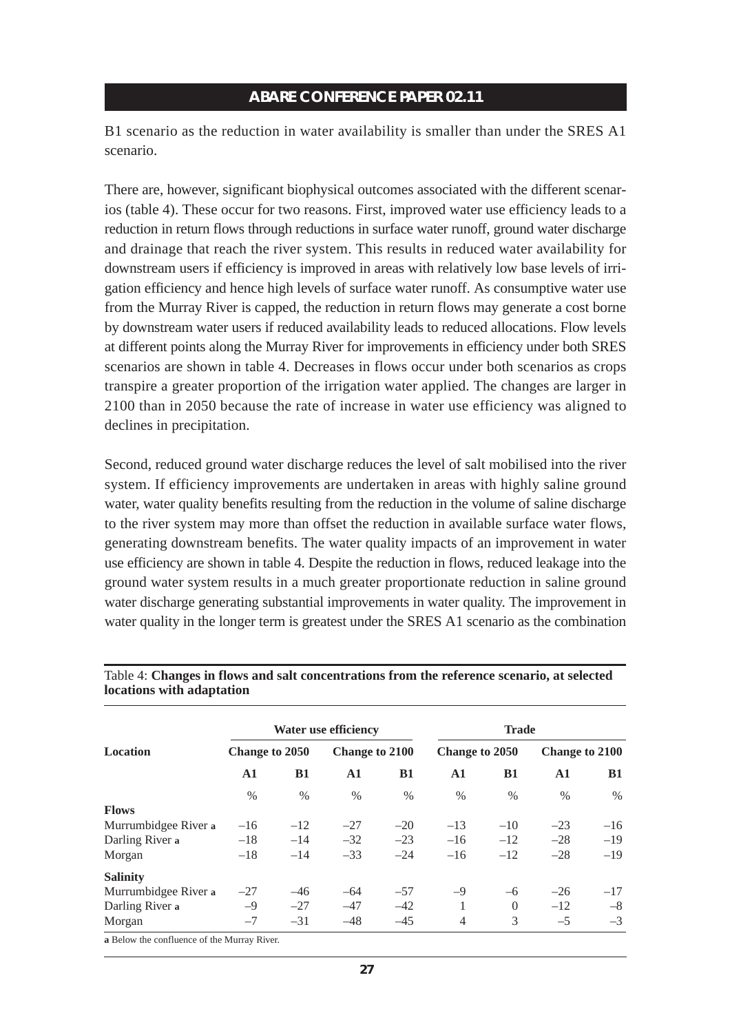B1 scenario as the reduction in water availability is smaller than under the SRES A1 scenario.

There are, however, significant biophysical outcomes associated with the different scenarios (table 4). These occur for two reasons. First, improved water use efficiency leads to a reduction in return flows through reductions in surface water runoff, ground water discharge and drainage that reach the river system. This results in reduced water availability for downstream users if efficiency is improved in areas with relatively low base levels of irrigation efficiency and hence high levels of surface water runoff. As consumptive water use from the Murray River is capped, the reduction in return flows may generate a cost borne by downstream water users if reduced availability leads to reduced allocations. Flow levels at different points along the Murray River for improvements in efficiency under both SRES scenarios are shown in table 4. Decreases in flows occur under both scenarios as crops transpire a greater proportion of the irrigation water applied. The changes are larger in 2100 than in 2050 because the rate of increase in water use efficiency was aligned to declines in precipitation.

Second, reduced ground water discharge reduces the level of salt mobilised into the river system. If efficiency improvements are undertaken in areas with highly saline ground water, water quality benefits resulting from the reduction in the volume of saline discharge to the river system may more than offset the reduction in available surface water flows, generating downstream benefits. The water quality impacts of an improvement in water use efficiency are shown in table 4. Despite the reduction in flows, reduced leakage into the ground water system results in a much greater proportionate reduction in saline ground water discharge generating substantial improvements in water quality. The improvement in water quality in the longer term is greatest under the SRES A1 scenario as the combination

Table 4: **Changes in flows and salt concentrations from the reference scenario, at selected locations with adaptation**

| Location | Water use efficiency | | | | Trade | | | |
|---|---|---|---|---|---|---|---|---|
| | Change to 2050 | | Change to 2100 | | Change to 2050 | | Change to 2100 | |
| | A1 | B1 | A1 | B1 | A1 | B1 | A1 | B1 |
| | % | % | % | % | % | % | % | % |
| **Flows** | | | | | | | | |
| Murrumbidgee River **a** | –16 | –12 | –27 | –20 | –13 | –10 | –23 | –16 |
| Darling River **a** | –18 | –14 | –32 | –23 | –16 | –12 | –28 | –19 |
| Morgan | –18 | –14 | –33 | –24 | –16 | –12 | –28 | –19 |
| **Salinity** | | | | | | | | |
| Murrumbidgee River **a** | –27 | –46 | –64 | –57 | –9 | –6 | –26 | –17 |
| Darling River **a** | –9 | –27 | –47 | –42 | 1 | 0 | –12 | –8 |
| Morgan | –7 | –31 | –48 | –45 | 4 | 3 | –5 | –3 |

**a** Below the confluence of the Murray River.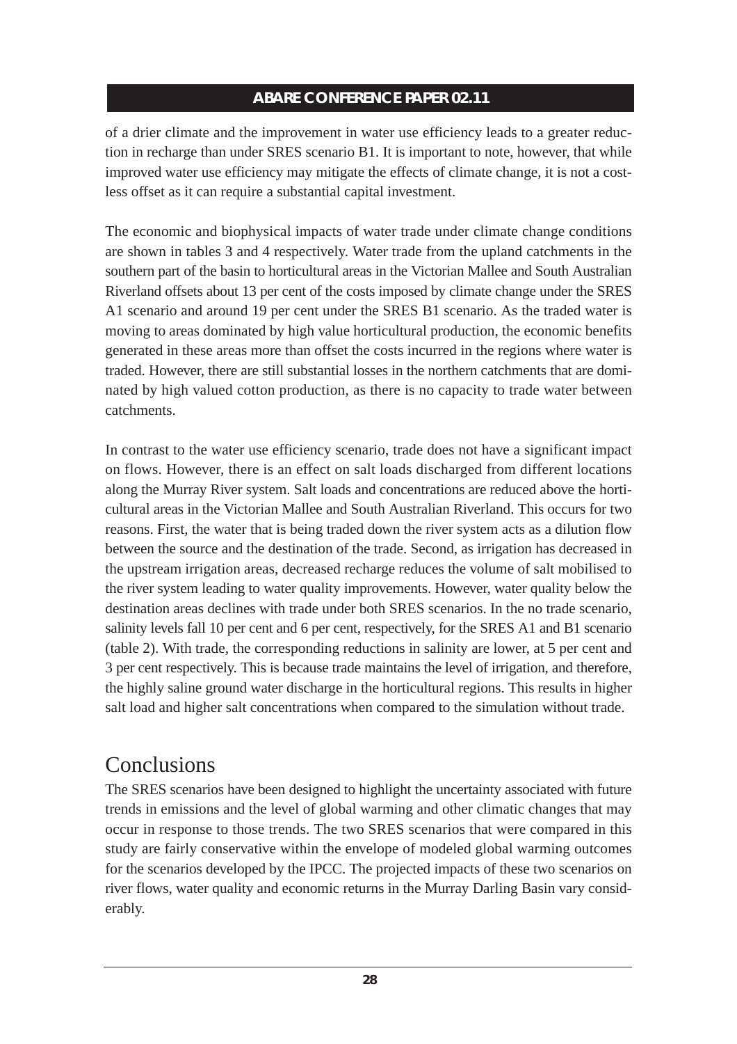of a drier climate and the improvement in water use efficiency leads to a greater reduction in recharge than under SRES scenario B1. It is important to note, however, that while improved water use efficiency may mitigate the effects of climate change, it is not a costless offset as it can require a substantial capital investment.

The economic and biophysical impacts of water trade under climate change conditions are shown in tables 3 and 4 respectively. Water trade from the upland catchments in the southern part of the basin to horticultural areas in the Victorian Mallee and South Australian Riverland offsets about 13 per cent of the costs imposed by climate change under the SRES A1 scenario and around 19 per cent under the SRES B1 scenario. As the traded water is moving to areas dominated by high value horticultural production, the economic benefits generated in these areas more than offset the costs incurred in the regions where water is traded. However, there are still substantial losses in the northern catchments that are dominated by high valued cotton production, as there is no capacity to trade water between catchments.

In contrast to the water use efficiency scenario, trade does not have a significant impact on flows. However, there is an effect on salt loads discharged from different locations along the Murray River system. Salt loads and concentrations are reduced above the horticultural areas in the Victorian Mallee and South Australian Riverland. This occurs for two reasons. First, the water that is being traded down the river system acts as a dilution flow between the source and the destination of the trade. Second, as irrigation has decreased in the upstream irrigation areas, decreased recharge reduces the volume of salt mobilised to the river system leading to water quality improvements. However, water quality below the destination areas declines with trade under both SRES scenarios. In the no trade scenario, salinity levels fall 10 per cent and 6 per cent, respectively, for the SRES A1 and B1 scenario (table 2). With trade, the corresponding reductions in salinity are lower, at 5 per cent and 3 per cent respectively. This is because trade maintains the level of irrigation, and therefore, the highly saline ground water discharge in the horticultural regions. This results in higher salt load and higher salt concentrations when compared to the simulation without trade.

## Conclusions

The SRES scenarios have been designed to highlight the uncertainty associated with future trends in emissions and the level of global warming and other climatic changes that may occur in response to those trends. The two SRES scenarios that were compared in this study are fairly conservative within the envelope of modeled global warming outcomes for the scenarios developed by the IPCC. The projected impacts of these two scenarios on river flows, water quality and economic returns in the Murray Darling Basin vary considerably.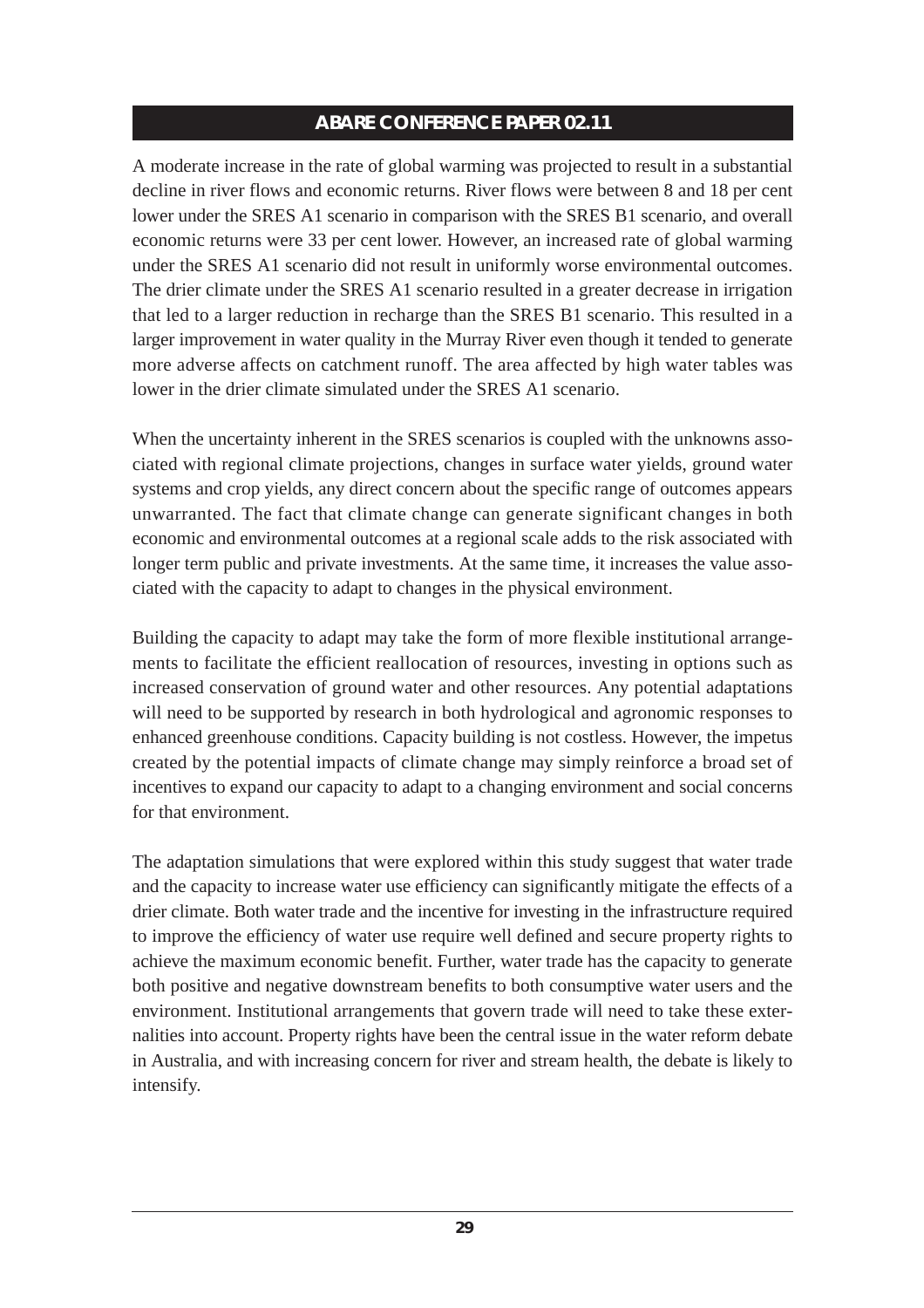A moderate increase in the rate of global warming was projected to result in a substantial decline in river flows and economic returns. River flows were between 8 and 18 per cent lower under the SRES A1 scenario in comparison with the SRES B1 scenario, and overall economic returns were 33 per cent lower. However, an increased rate of global warming under the SRES A1 scenario did not result in uniformly worse environmental outcomes. The drier climate under the SRES A1 scenario resulted in a greater decrease in irrigation that led to a larger reduction in recharge than the SRES B1 scenario. This resulted in a larger improvement in water quality in the Murray River even though it tended to generate more adverse affects on catchment runoff. The area affected by high water tables was lower in the drier climate simulated under the SRES A1 scenario.

When the uncertainty inherent in the SRES scenarios is coupled with the unknowns associated with regional climate projections, changes in surface water yields, ground water systems and crop yields, any direct concern about the specific range of outcomes appears unwarranted. The fact that climate change can generate significant changes in both economic and environmental outcomes at a regional scale adds to the risk associated with longer term public and private investments. At the same time, it increases the value associated with the capacity to adapt to changes in the physical environment.

Building the capacity to adapt may take the form of more flexible institutional arrangements to facilitate the efficient reallocation of resources, investing in options such as increased conservation of ground water and other resources. Any potential adaptations will need to be supported by research in both hydrological and agronomic responses to enhanced greenhouse conditions. Capacity building is not costless. However, the impetus created by the potential impacts of climate change may simply reinforce a broad set of incentives to expand our capacity to adapt to a changing environment and social concerns for that environment.

The adaptation simulations that were explored within this study suggest that water trade and the capacity to increase water use efficiency can significantly mitigate the effects of a drier climate. Both water trade and the incentive for investing in the infrastructure required to improve the efficiency of water use require well defined and secure property rights to achieve the maximum economic benefit. Further, water trade has the capacity to generate both positive and negative downstream benefits to both consumptive water users and the environment. Institutional arrangements that govern trade will need to take these externalities into account. Property rights have been the central issue in the water reform debate in Australia, and with increasing concern for river and stream health, the debate is likely to intensify.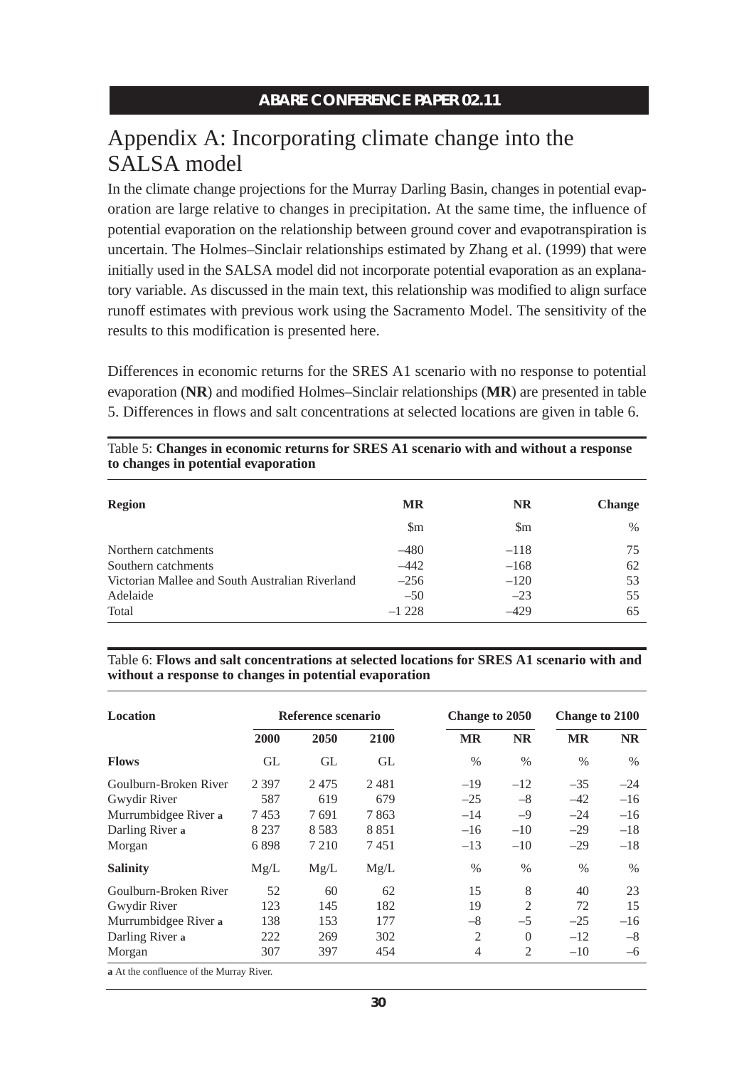# Appendix A: Incorporating climate change into the SALSA model

In the climate change projections for the Murray Darling Basin, changes in potential evaporation are large relative to changes in precipitation. At the same time, the influence of potential evaporation on the relationship between ground cover and evapotranspiration is uncertain. The Holmes–Sinclair relationships estimated by Zhang et al. (1999) that were initially used in the SALSA model did not incorporate potential evaporation as an explanatory variable. As discussed in the main text, this relationship was modified to align surface runoff estimates with previous work using the Sacramento Model. The sensitivity of the results to this modification is presented here.

Differences in economic returns for the SRES A1 scenario with no response to potential evaporation (**NR**) and modified Holmes–Sinclair relationships (**MR**) are presented in table 5. Differences in flows and salt concentrations at selected locations are given in table 6.

Table 5: **Changes in economic returns for SRES A1 scenario with and without a response to changes in potential evaporation**

| Region | MR | NR | Change |
|---|---|---|---|
| | $m | $m | % |
| Northern catchments | –480 | –118 | 75 |
| Southern catchments | –442 | –168 | 62 |
| Victorian Mallee and South Australian Riverland | –256 | –120 | 53 |
| Adelaide | –50 | –23 | 55 |
| Total | –1 228 | –429 | 65 |

Table 6: **Flows and salt concentrations at selected locations for SRES A1 scenario with and without a response to changes in potential evaporation**

| Location | Reference scenario | | | Change to 2050 | | Change to 2100 | |
|---|---|---|---|---|---|---|---|
| | 2000 | 2050 | 2100 | MR | NR | MR | NR |
| **Flows** | GL | GL | GL | % | % | % | % |
| Goulburn-Broken River | 2 397 | 2 475 | 2 481 | –19 | –12 | –35 | –24 |
| Gwydir River | 587 | 619 | 679 | –25 | –8 | –42 | –16 |
| Murrumbidgee River a | 7 453 | 7 691 | 7 863 | –14 | –9 | –24 | –16 |
| Darling River a | 8 237 | 8 583 | 8 851 | –16 | –10 | –29 | –18 |
| Morgan | 6 898 | 7 210 | 7 451 | –13 | –10 | –29 | –18 |
| **Salinity** | Mg/L | Mg/L | Mg/L | % | % | % | % |
| Goulburn-Broken River | 52 | 60 | 62 | 15 | 8 | 40 | 23 |
| Gwydir River | 123 | 145 | 182 | 19 | 2 | 72 | 15 |
| Murrumbidgee River a | 138 | 153 | 177 | –8 | –5 | –25 | –16 |
| Darling River a | 222 | 269 | 302 | 2 | 0 | –12 | –8 |
| Morgan | 307 | 397 | 454 | 4 | 2 | –10 | –6 |

**a** At the confluence of the Murray River.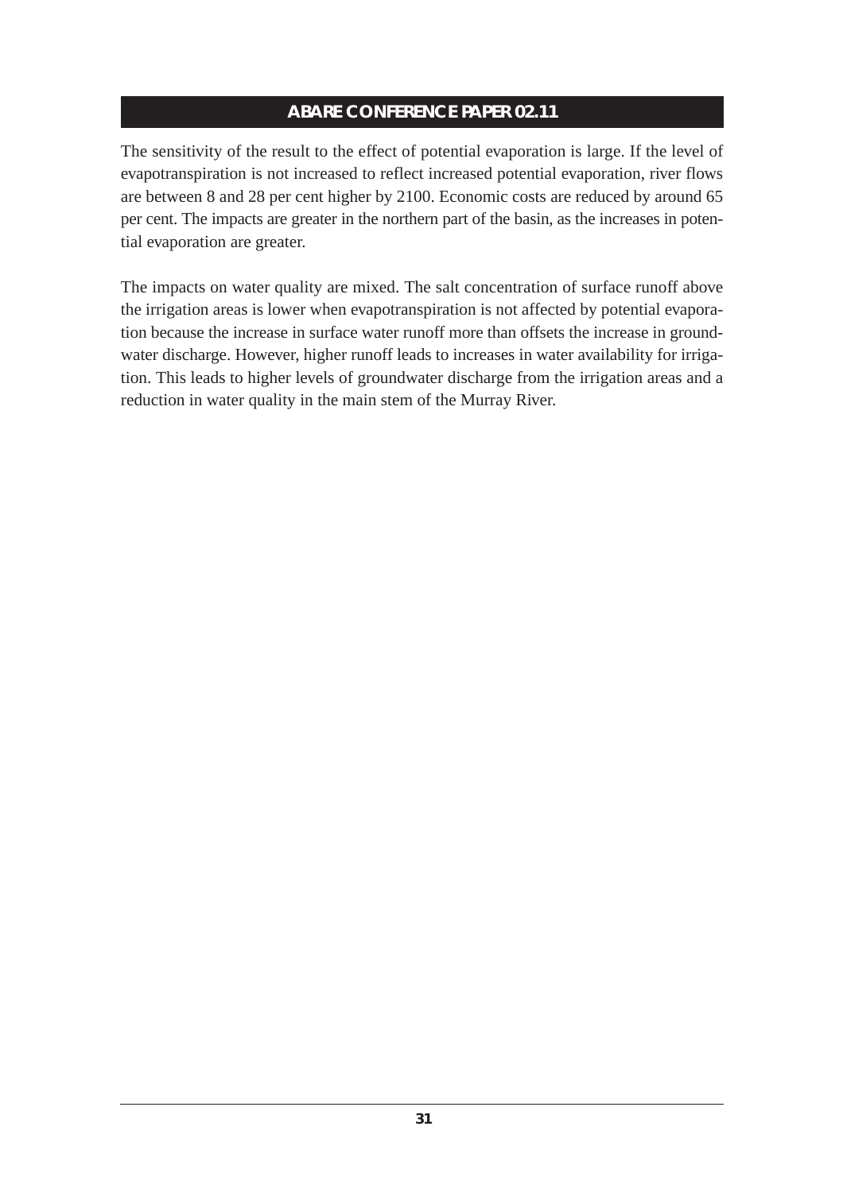The sensitivity of the result to the effect of potential evaporation is large. If the level of evapotranspiration is not increased to reflect increased potential evaporation, river flows are between 8 and 28 per cent higher by 2100. Economic costs are reduced by around 65 per cent. The impacts are greater in the northern part of the basin, as the increases in potential evaporation are greater.

The impacts on water quality are mixed. The salt concentration of surface runoff above the irrigation areas is lower when evapotranspiration is not affected by potential evaporation because the increase in surface water runoff more than offsets the increase in groundwater discharge. However, higher runoff leads to increases in water availability for irrigation. This leads to higher levels of groundwater discharge from the irrigation areas and a reduction in water quality in the main stem of the Murray River.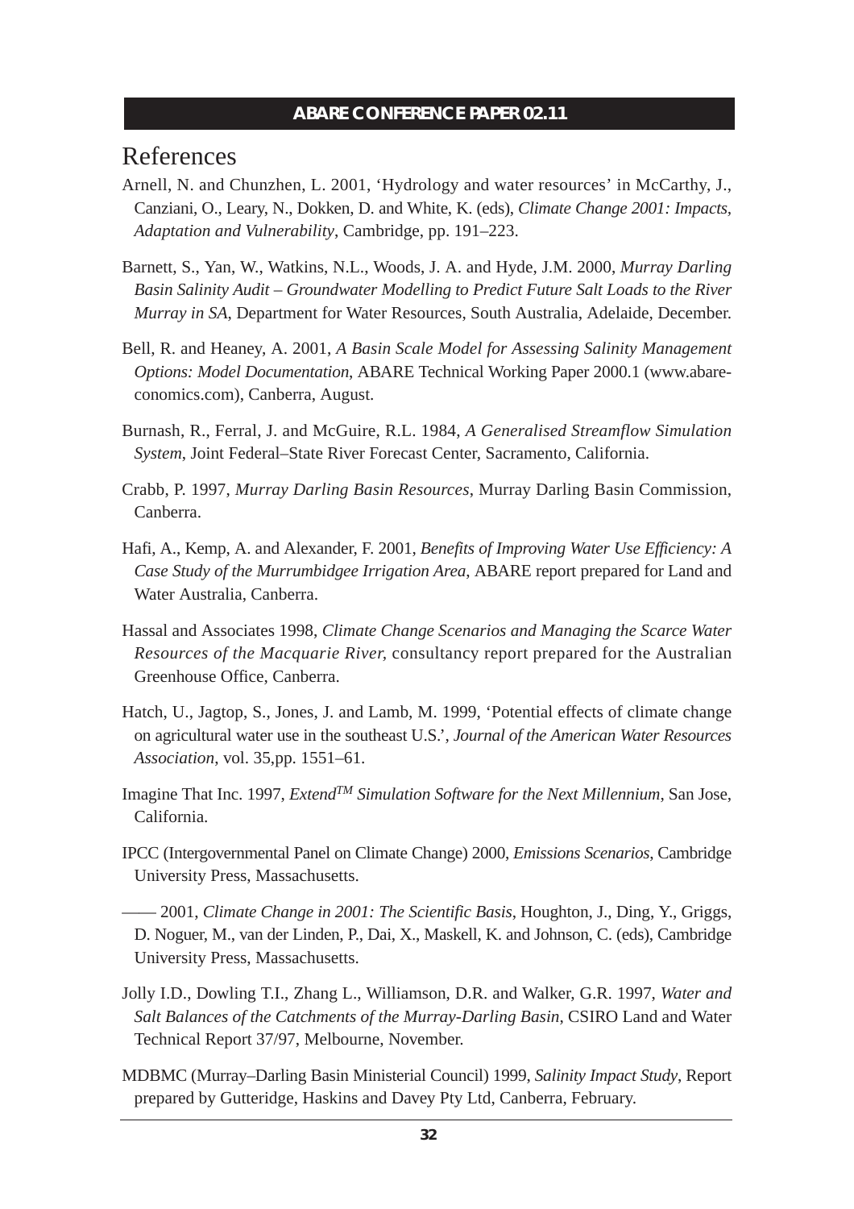## References

Arnell, N. and Chunzhen, L. 2001, 'Hydrology and water resources' in McCarthy, J., Canziani, O., Leary, N., Dokken, D. and White, K. (eds), *Climate Change 2001: Impacts, Adaptation and Vulnerability*, Cambridge, pp. 191–223.

Barnett, S., Yan, W., Watkins, N.L., Woods, J. A. and Hyde, J.M. 2000, *Murray Darling Basin Salinity Audit – Groundwater Modelling to Predict Future Salt Loads to the River Murray in SA*, Department for Water Resources, South Australia, Adelaide, December.

Bell, R. and Heaney, A. 2001, *A Basin Scale Model for Assessing Salinity Management Options: Model Documentation*, ABARE Technical Working Paper 2000.1 (www.abareconomics.com), Canberra, August.

Burnash, R., Ferral, J. and McGuire, R.L. 1984, *A Generalised Streamflow Simulation System*, Joint Federal–State River Forecast Center, Sacramento, California.

Crabb, P. 1997, *Murray Darling Basin Resources*, Murray Darling Basin Commission, Canberra.

Hafi, A., Kemp, A. and Alexander, F. 2001, *Benefits of Improving Water Use Efficiency: A Case Study of the Murrumbidgee Irrigation Area*, ABARE report prepared for Land and Water Australia, Canberra.

Hassal and Associates 1998, *Climate Change Scenarios and Managing the Scarce Water Resources of the Macquarie River*, consultancy report prepared for the Australian Greenhouse Office, Canberra.

Hatch, U., Jagtop, S., Jones, J. and Lamb, M. 1999, 'Potential effects of climate change on agricultural water use in the southeast U.S.', *Journal of the American Water Resources Association*, vol. 35,pp. 1551–61.

Imagine That Inc. 1997, *Extend™ Simulation Software for the Next Millennium*, San Jose, California.

IPCC (Intergovernmental Panel on Climate Change) 2000, *Emissions Scenarios*, Cambridge University Press, Massachusetts.

—— 2001, *Climate Change in 2001: The Scientific Basis*, Houghton, J., Ding, Y., Griggs, D. Noguer, M., van der Linden, P., Dai, X., Maskell, K. and Johnson, C. (eds), Cambridge University Press, Massachusetts.

Jolly I.D., Dowling T.I., Zhang L., Williamson, D.R. and Walker, G.R. 1997, *Water and Salt Balances of the Catchments of the Murray-Darling Basin*, CSIRO Land and Water Technical Report 37/97, Melbourne, November.

MDBMC (Murray–Darling Basin Ministerial Council) 1999, *Salinity Impact Study*, Report prepared by Gutteridge, Haskins and Davey Pty Ltd, Canberra, February.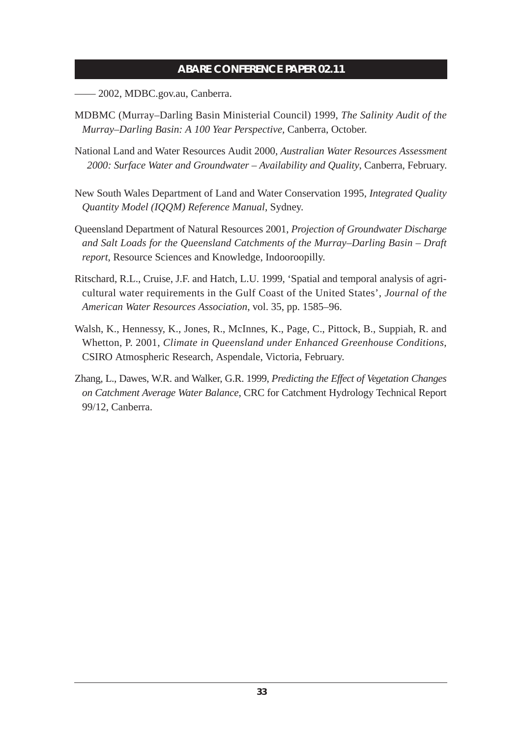—— 2002, MDBC.gov.au, Canberra.

MDBMC (Murray–Darling Basin Ministerial Council) 1999, *The Salinity Audit of the Murray–Darling Basin: A 100 Year Perspective*, Canberra, October.

National Land and Water Resources Audit 2000, *Australian Water Resources Assessment 2000: Surface Water and Groundwater – Availability and Quality*, Canberra, February.

New South Wales Department of Land and Water Conservation 1995, *Integrated Quality Quantity Model (IQQM) Reference Manual*, Sydney.

Queensland Department of Natural Resources 2001, *Projection of Groundwater Discharge and Salt Loads for the Queensland Catchments of the Murray–Darling Basin – Draft report*, Resource Sciences and Knowledge, Indooroopilly.

Ritschard, R.L., Cruise, J.F. and Hatch, L.U. 1999, 'Spatial and temporal analysis of agricultural water requirements in the Gulf Coast of the United States', *Journal of the American Water Resources Association*, vol. 35, pp. 1585–96.

Walsh, K., Hennessy, K., Jones, R., McInnes, K., Page, C., Pittock, B., Suppiah, R. and Whetton, P. 2001, *Climate in Queensland under Enhanced Greenhouse Conditions*, CSIRO Atmospheric Research, Aspendale, Victoria, February.

Zhang, L., Dawes, W.R. and Walker, G.R. 1999, *Predicting the Effect of Vegetation Changes on Catchment Average Water Balance*, CRC for Catchment Hydrology Technical Report 99/12, Canberra.